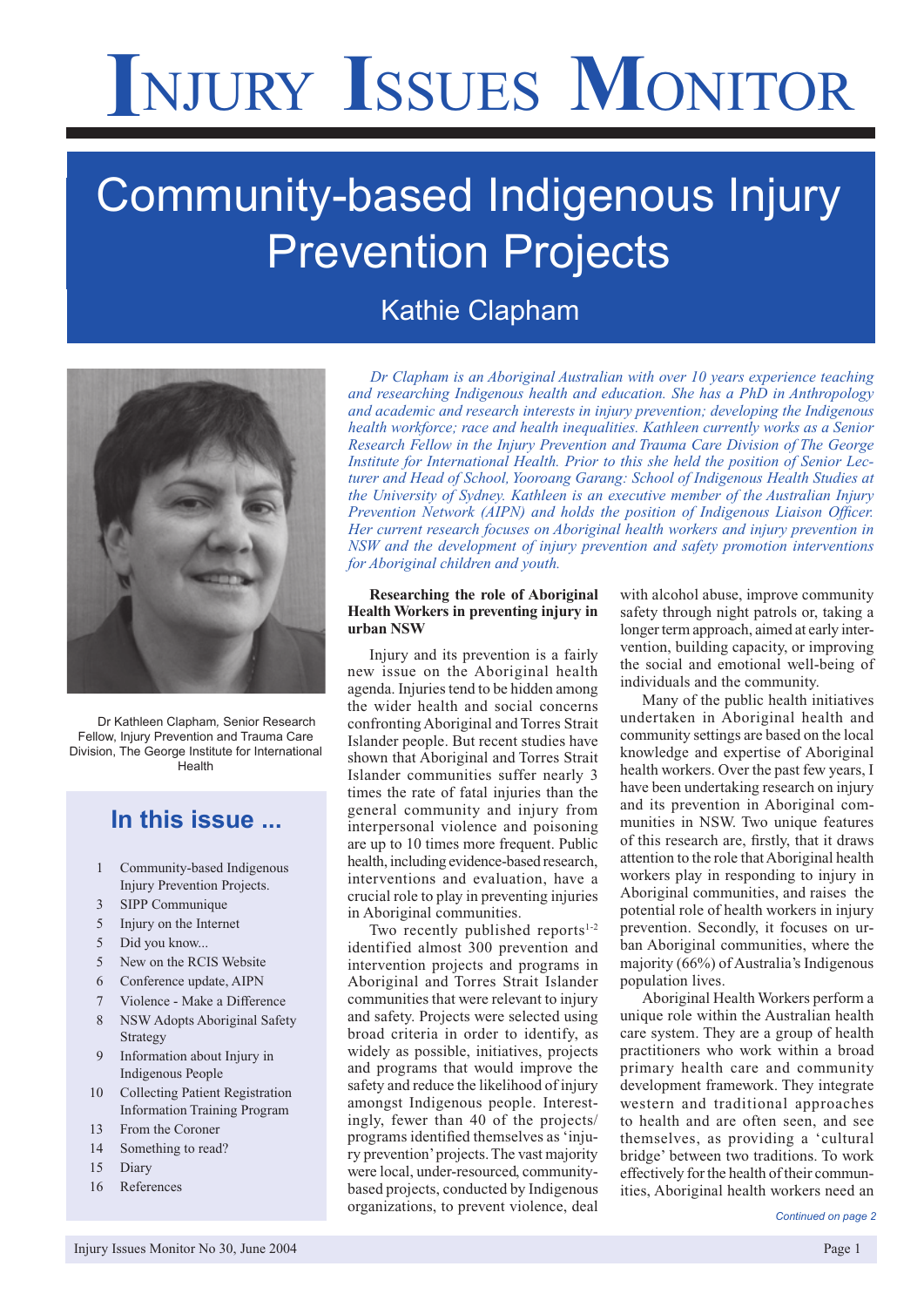# Injury Issues Monitor

# Community-based Indigenous Injury Prevention Projects

## Kathie Clapham

Dr Kathleen Clapham, Senior Research Fellow, Injury Prevention and Trauma Care Division, The George Institute for International Health

### In this issue ...

1 Community-based Indigenous Injury Prevention Projects.
3 SIPP Communique
5 Injury on the Internet
5 Did you know...
5 New on the RCIS Website
6 Conference update, AIPN
7 Violence - Make a Difference
8 NSW Adopts Aboriginal Safety Strategy
9 Information about Injury in Indigenous People
10 Collecting Patient Registration Information Training Program
13 From the Coroner
14 Something to read?
15 Diary
16 References

*Dr Clapham is an Aboriginal Australian with over 10 years experience teaching and researching Indigenous health and education. She has a PhD in Anthropology and academic and research interests in injury prevention; developing the Indigenous health workforce; race and health inequalities. Kathleen currently works as a Senior Research Fellow in the Injury Prevention and Trauma Care Division of The George Institute for International Health. Prior to this she held the position of Senior Lecturer and Head of School, Yooroang Garang: School of Indigenous Health Studies at the University of Sydney. Kathleen is an executive member of the Australian Injury Prevention Network (AIPN) and holds the position of Indigenous Liaison Officer. Her current research focuses on Aboriginal health workers and injury prevention in NSW and the development of injury prevention and safety promotion interventions for Aboriginal children and youth.*

**Researching the role of Aboriginal Health Workers in preventing injury in urban NSW**

Injury and its prevention is a fairly new issue on the Aboriginal health agenda. Injuries tend to be hidden among the wider health and social concerns confronting Aboriginal and Torres Strait Islander people. But recent studies have shown that Aboriginal and Torres Strait Islander communities suffer nearly 3 times the rate of fatal injuries than the general community and injury from interpersonal violence and poisoning are up to 10 times more frequent. Public health, including evidence-based research, interventions and evaluation, have a crucial role to play in preventing injuries in Aboriginal communities.

Two recently published reports[1-2] identified almost 300 prevention and intervention projects and programs in Aboriginal and Torres Strait Islander communities that were relevant to injury and safety. Projects were selected using broad criteria in order to identify, as widely as possible, initiatives, projects and programs that would improve the safety and reduce the likelihood of injury amongst Indigenous people. Interestingly, fewer than 40 of the projects/programs identified themselves as 'injury prevention' projects. The vast majority were local, under-resourced, community-based projects, conducted by Indigenous organizations, to prevent violence, deal with alcohol abuse, improve community safety through night patrols or, taking a longer term approach, aimed at early intervention, building capacity, or improving the social and emotional well-being of individuals and the community.

Many of the public health initiatives undertaken in Aboriginal health and community settings are based on the local knowledge and expertise of Aboriginal health workers. Over the past few years, I have been undertaking research on injury and its prevention in Aboriginal communities in NSW. Two unique features of this research are, firstly, that it draws attention to the role that Aboriginal health workers play in responding to injury in Aboriginal communities, and raises the potential role of health workers in injury prevention. Secondly, it focuses on urban Aboriginal communities, where the majority (66%) of Australia's Indigenous population lives.

Aboriginal Health Workers perform a unique role within the Australian health care system. They are a group of health practitioners who work within a broad primary health care and community development framework. They integrate western and traditional approaches to health and are often seen, and see themselves, as providing a 'cultural bridge' between two traditions. To work effectively for the health of their communities, Aboriginal health workers need an

*Continued on page 2*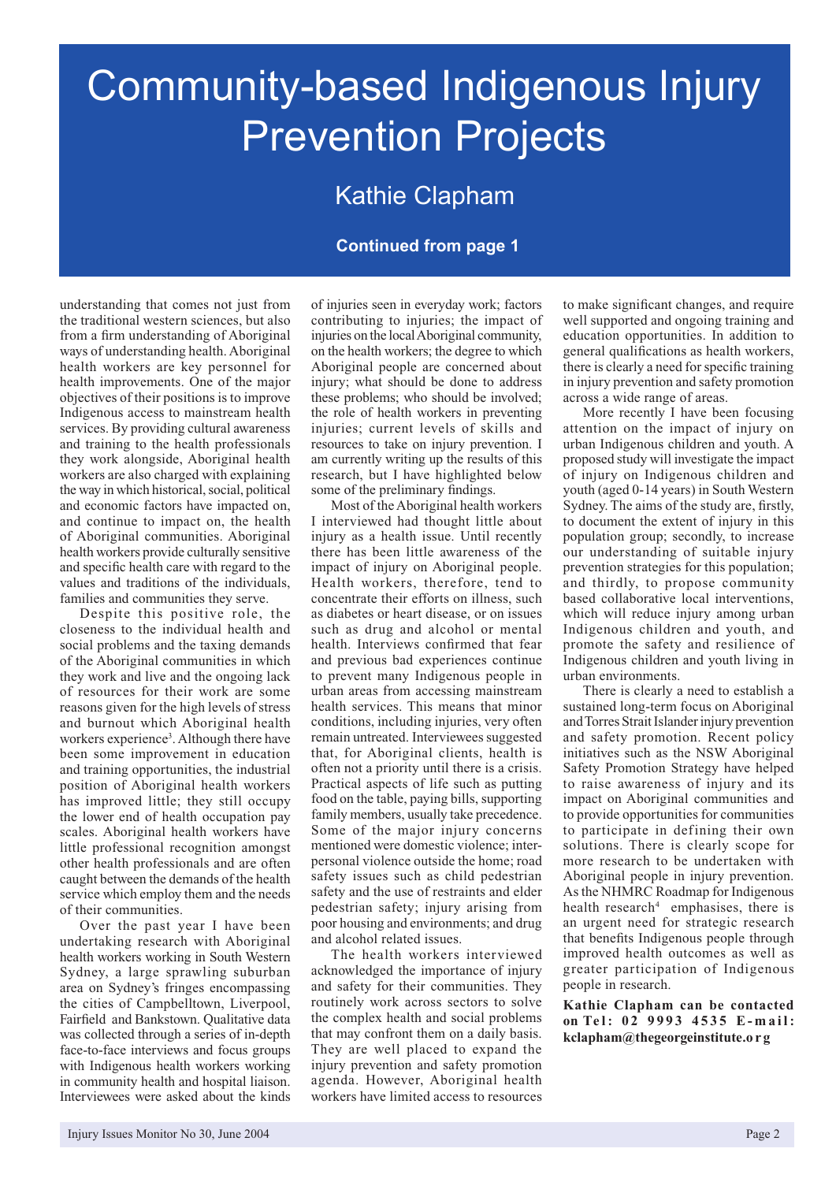# Community-based Indigenous Injury Prevention Projects

## Kathie Clapham

**Continued from page 1**

understanding that comes not just from the traditional western sciences, but also from a firm understanding of Aboriginal ways of understanding health. Aboriginal health workers are key personnel for health improvements. One of the major objectives of their positions is to improve Indigenous access to mainstream health services. By providing cultural awareness and training to the health professionals they work alongside, Aboriginal health workers are also charged with explaining the way in which historical, social, political and economic factors have impacted on, and continue to impact on, the health of Aboriginal communities. Aboriginal health workers provide culturally sensitive and specific health care with regard to the values and traditions of the individuals, families and communities they serve.

Despite this positive role, the closeness to the individual health and social problems and the taxing demands of the Aboriginal communities in which they work and live and the ongoing lack of resources for their work are some reasons given for the high levels of stress and burnout which Aboriginal health workers experience[3]. Although there have been some improvement in education and training opportunities, the industrial position of Aboriginal health workers has improved little; they still occupy the lower end of health occupation pay scales. Aboriginal health workers have little professional recognition amongst other health professionals and are often caught between the demands of the health service which employ them and the needs of their communities.

Over the past year I have been undertaking research with Aboriginal health workers working in South Western Sydney, a large sprawling suburban area on Sydney's fringes encompassing the cities of Campbelltown, Liverpool, Fairfield and Bankstown. Qualitative data was collected through a series of in-depth face-to-face interviews and focus groups with Indigenous health workers working in community health and hospital liaison. Interviewees were asked about the kinds of injuries seen in everyday work; factors contributing to injuries; the impact of injuries on the local Aboriginal community, on the health workers; the degree to which Aboriginal people are concerned about injury; what should be done to address these problems; who should be involved; the role of health workers in preventing injuries; current levels of skills and resources to take on injury prevention. I am currently writing up the results of this research, but I have highlighted below some of the preliminary findings.

Most of the Aboriginal health workers I interviewed had thought little about injury as a health issue. Until recently there has been little awareness of the impact of injury on Aboriginal people. Health workers, therefore, tend to concentrate their efforts on illness, such as diabetes or heart disease, or on issues such as drug and alcohol or mental health. Interviews confirmed that fear and previous bad experiences continue to prevent many Indigenous people in urban areas from accessing mainstream health services. This means that minor conditions, including injuries, very often remain untreated. Interviewees suggested that, for Aboriginal clients, health is often not a priority until there is a crisis. Practical aspects of life such as putting food on the table, paying bills, supporting family members, usually take precedence. Some of the major injury concerns mentioned were domestic violence; inter-personal violence outside the home; road safety issues such as child pedestrian safety and the use of restraints and elder pedestrian safety; injury arising from poor housing and environments; and drug and alcohol related issues.

The health workers interviewed acknowledged the importance of injury and safety for their communities. They routinely work across sectors to solve the complex health and social problems that may confront them on a daily basis. They are well placed to expand the injury prevention and safety promotion agenda. However, Aboriginal health workers have limited access to resources to make significant changes, and require well supported and ongoing training and education opportunities. In addition to general qualifications as health workers, there is clearly a need for specific training in injury prevention and safety promotion across a wide range of areas.

More recently I have been focusing attention on the impact of injury on urban Indigenous children and youth. A proposed study will investigate the impact of injury on Indigenous children and youth (aged 0-14 years) in South Western Sydney. The aims of the study are, firstly, to document the extent of injury in this population group; secondly, to increase our understanding of suitable injury prevention strategies for this population; and thirdly, to propose community based collaborative local interventions, which will reduce injury among urban Indigenous children and youth, and promote the safety and resilience of Indigenous children and youth living in urban environments.

There is clearly a need to establish a sustained long-term focus on Aboriginal and Torres Strait Islander injury prevention and safety promotion. Recent policy initiatives such as the NSW Aboriginal Safety Promotion Strategy have helped to raise awareness of injury and its impact on Aboriginal communities and to provide opportunities for communities to participate in defining their own solutions. There is clearly scope for more research to be undertaken with Aboriginal people in injury prevention. As the NHMRC Roadmap for Indigenous health research[4] emphasises, there is an urgent need for strategic research that benefits Indigenous people through improved health outcomes as well as greater participation of Indigenous people in research.

**Kathie Clapham can be contacted on Tel: 02 9993 4535 E-mail: kclapham@thegeorgeinstitute.org**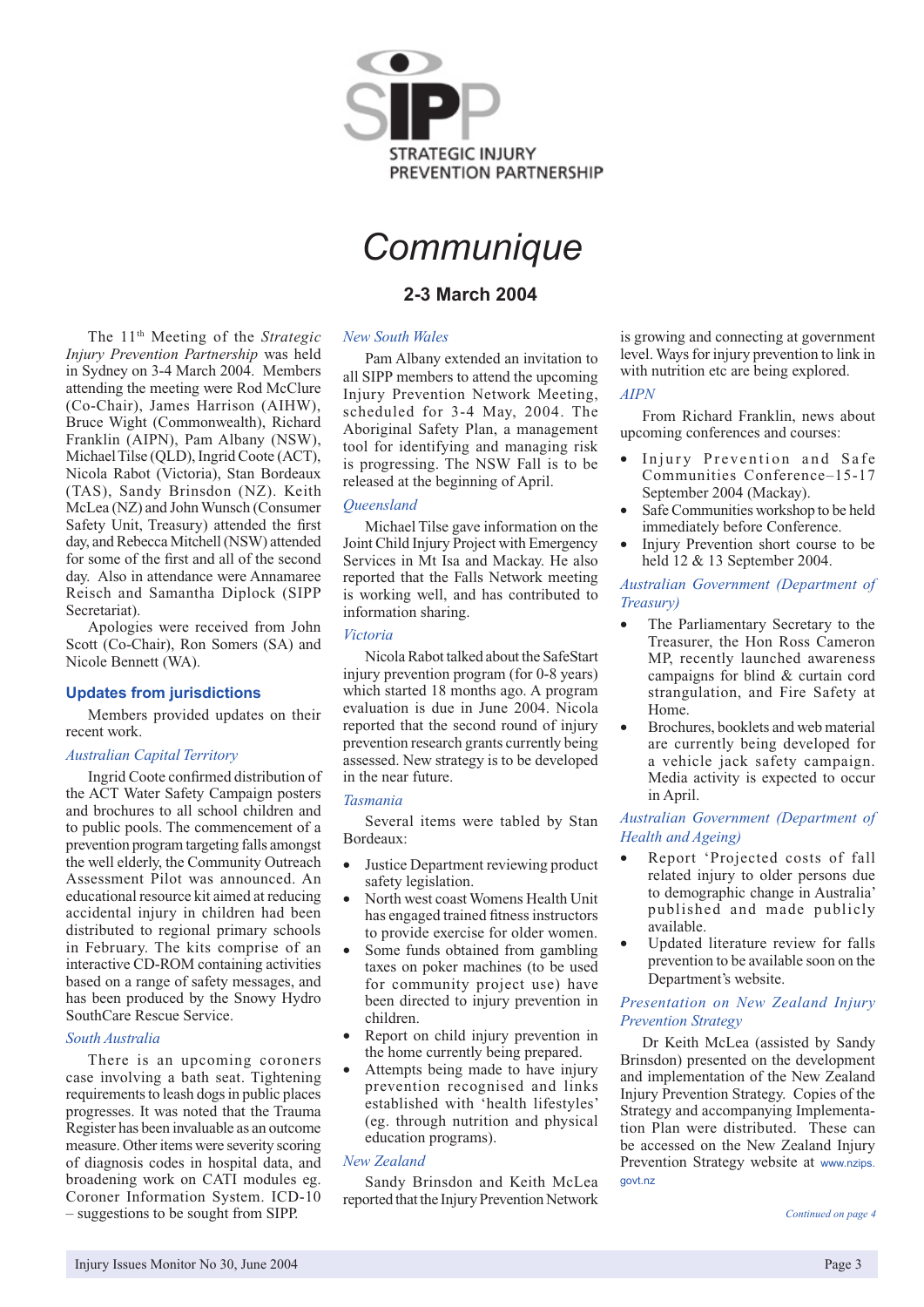# SIPP

STRATEGIC INJURY PREVENTION PARTNERSHIP

# Communique

## 2-3 March 2004

The 11th Meeting of the *Strategic Injury Prevention Partnership* was held in Sydney on 3-4 March 2004. Members attending the meeting were Rod McClure (Co-Chair), James Harrison (AIHW), Bruce Wight (Commonwealth), Richard Franklin (AIPN), Pam Albany (NSW), Michael Tilse (QLD), Ingrid Coote (ACT), Nicola Rabot (Victoria), Stan Bordeaux (TAS), Sandy Brinsdon (NZ). Keith McLea (NZ) and John Wunsch (Consumer Safety Unit, Treasury) attended the first day, and Rebecca Mitchell (NSW) attended for some of the first and all of the second day. Also in attendance were Annamaree Reisch and Samantha Diplock (SIPP Secretariat).

Apologies were received from John Scott (Co-Chair), Ron Somers (SA) and Nicole Bennett (WA).

### Updates from jurisdictions

Members provided updates on their recent work.

*Australian Capital Territory*

Ingrid Coote confirmed distribution of the ACT Water Safety Campaign posters and brochures to all school children and to public pools. The commencement of a prevention program targeting falls amongst the well elderly, the Community Outreach Assessment Pilot was announced. An educational resource kit aimed at reducing accidental injury in children had been distributed to regional primary schools in February. The kits comprise of an interactive CD-ROM containing activities based on a range of safety messages, and has been produced by the Snowy Hydro SouthCare Rescue Service.

*South Australia*

There is an upcoming coroners case involving a bath seat. Tightening requirements to leash dogs in public places progresses. It was noted that the Trauma Register has been invaluable as an outcome measure. Other items were severity scoring of diagnosis codes in hospital data, and broadening work on CATI modules eg. Coroner Information System. ICD-10 – suggestions to be sought from SIPP.

*New South Wales*

Pam Albany extended an invitation to all SIPP members to attend the upcoming Injury Prevention Network Meeting, scheduled for 3-4 May, 2004. The Aboriginal Safety Plan, a management tool for identifying and managing risk is progressing. The NSW Fall is to be released at the beginning of April.

*Queensland*

Michael Tilse gave information on the Joint Child Injury Project with Emergency Services in Mt Isa and Mackay. He also reported that the Falls Network meeting is working well, and has contributed to information sharing.

*Victoria*

Nicola Rabot talked about the SafeStart injury prevention program (for 0-8 years) which started 18 months ago. A program evaluation is due in June 2004. Nicola reported that the second round of injury prevention research grants currently being assessed. New strategy is to be developed in the near future.

*Tasmania*

Several items were tabled by Stan Bordeaux:

- Justice Department reviewing product safety legislation.
- North west coast Womens Health Unit has engaged trained fitness instructors to provide exercise for older women.
- Some funds obtained from gambling taxes on poker machines (to be used for community project use) have been directed to injury prevention in children.
- Report on child injury prevention in the home currently being prepared.
- Attempts being made to have injury prevention recognised and links established with 'health lifestyles' (eg. through nutrition and physical education programs).

*New Zealand*

Sandy Brinsdon and Keith McLea reported that the Injury Prevention Network is growing and connecting at government level. Ways for injury prevention to link in with nutrition etc are being explored.

*AIPN*

From Richard Franklin, news about upcoming conferences and courses:

- Injury Prevention and Safe Communities Conference–15-17 September 2004 (Mackay).
- Safe Communities workshop to be held immediately before Conference.
- Injury Prevention short course to be held 12 & 13 September 2004.

*Australian Government (Department of Treasury)*

- The Parliamentary Secretary to the Treasurer, the Hon Ross Cameron MP, recently launched awareness campaigns for blind & curtain cord strangulation, and Fire Safety at Home.
- Brochures, booklets and web material are currently being developed for a vehicle jack safety campaign. Media activity is expected to occur in April.

*Australian Government (Department of Health and Ageing)*

- Report 'Projected costs of fall related injury to older persons due to demographic change in Australia' published and made publicly available.
- Updated literature review for falls prevention to be available soon on the Department's website.

*Presentation on New Zealand Injury Prevention Strategy*

Dr Keith McLea (assisted by Sandy Brinsdon) presented on the development and implementation of the New Zealand Injury Prevention Strategy. Copies of the Strategy and accompanying Implementation Plan were distributed. These can be accessed on the New Zealand Injury Prevention Strategy website at www.nzips.govt.nz

*Continued on page 4*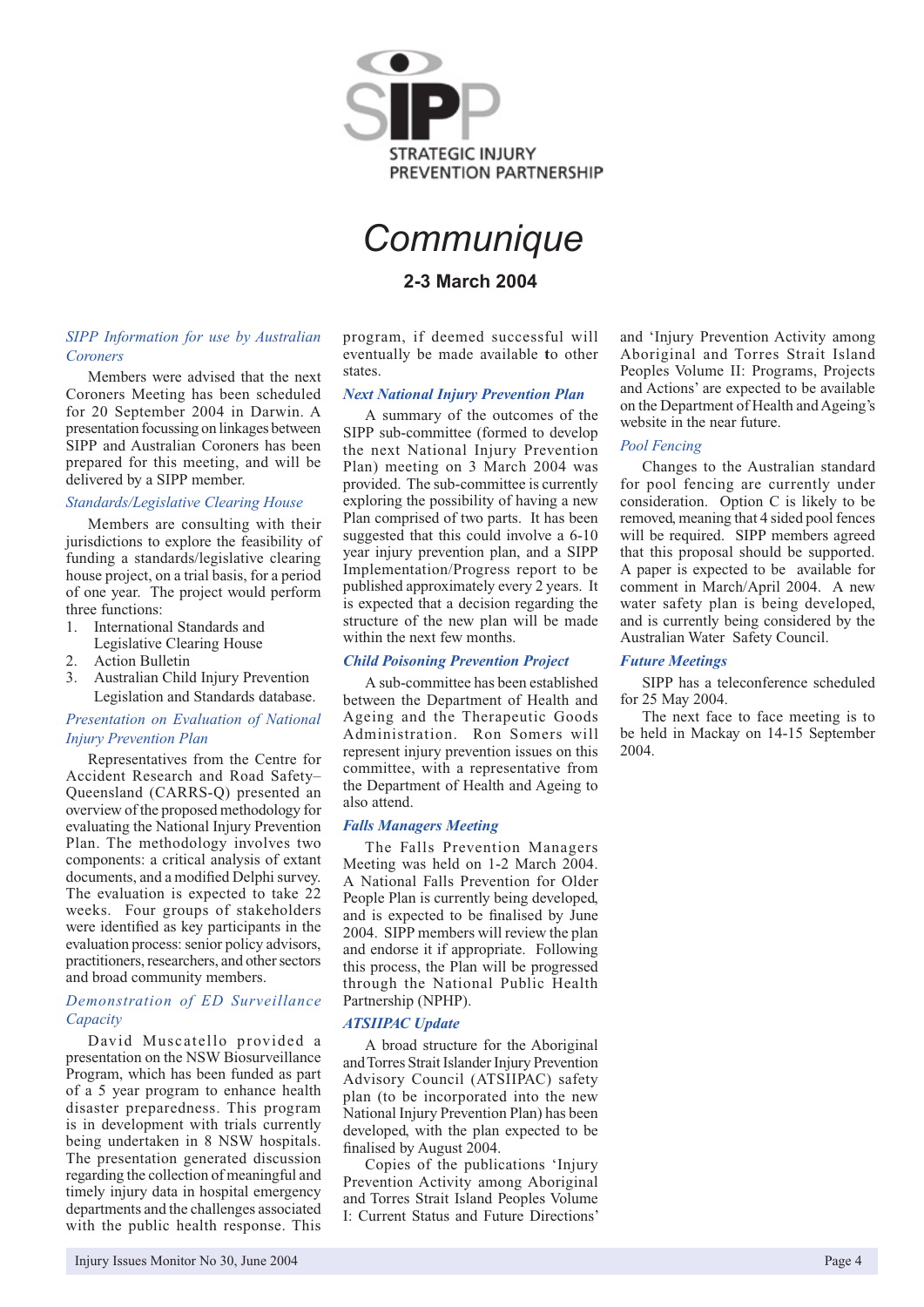**STRATEGIC INJURY PREVENTION PARTNERSHIP**

# Communique

**2-3 March 2004**

### *SIPP Information for use by Australian Coroners*

Members were advised that the next Coroners Meeting has been scheduled for 20 September 2004 in Darwin. A presentation focussing on linkages between SIPP and Australian Coroners has been prepared for this meeting, and will be delivered by a SIPP member.

### *Standards/Legislative Clearing House*

Members are consulting with their jurisdictions to explore the feasibility of funding a standards/legislative clearing house project, on a trial basis, for a period of one year. The project would perform three functions:

1. International Standards and Legislative Clearing House
2. Action Bulletin
3. Australian Child Injury Prevention Legislation and Standards database.

### *Presentation on Evaluation of National Injury Prevention Plan*

Representatives from the Centre for Accident Research and Road Safety–Queensland (CARRS-Q) presented an overview of the proposed methodology for evaluating the National Injury Prevention Plan. The methodology involves two components: a critical analysis of extant documents, and a modified Delphi survey. The evaluation is expected to take 22 weeks. Four groups of stakeholders were identified as key participants in the evaluation process: senior policy advisors, practitioners, researchers, and other sectors and broad community members.

### *Demonstration of ED Surveillance Capacity*

David Muscatello provided a presentation on the NSW Biosurveillance Program, which has been funded as part of a 5 year program to enhance health disaster preparedness. This program is in development with trials currently being undertaken in 8 NSW hospitals. The presentation generated discussion regarding the collection of meaningful and timely injury data in hospital emergency departments and the challenges associated with the public health response. This program, if deemed successful will eventually be made available to other states.

### ***Next National Injury Prevention Plan***

A summary of the outcomes of the SIPP sub-committee (formed to develop the next National Injury Prevention Plan) meeting on 3 March 2004 was provided. The sub-committee is currently exploring the possibility of having a new Plan comprised of two parts. It has been suggested that this could involve a 6-10 year injury prevention plan, and a SIPP Implementation/Progress report to be published approximately every 2 years. It is expected that a decision regarding the structure of the new plan will be made within the next few months.

### ***Child Poisoning Prevention Project***

A sub-committee has been established between the Department of Health and Ageing and the Therapeutic Goods Administration. Ron Somers will represent injury prevention issues on this committee, with a representative from the Department of Health and Ageing to also attend.

### ***Falls Managers Meeting***

The Falls Prevention Managers Meeting was held on 1-2 March 2004. A National Falls Prevention for Older People Plan is currently being developed, and is expected to be finalised by June 2004. SIPP members will review the plan and endorse it if appropriate. Following this process, the Plan will be progressed through the National Public Health Partnership (NPHP).

### ***ATSIIPAC Update***

A broad structure for the Aboriginal and Torres Strait Islander Injury Prevention Advisory Council (ATSIIPAC) safety plan (to be incorporated into the new National Injury Prevention Plan) has been developed, with the plan expected to be finalised by August 2004.

Copies of the publications 'Injury Prevention Activity among Aboriginal and Torres Strait Island Peoples Volume I: Current Status and Future Directions' and 'Injury Prevention Activity among Aboriginal and Torres Strait Island Peoples Volume II: Programs, Projects and Actions' are expected to be available on the Department of Health and Ageing's website in the near future.

### *Pool Fencing*

Changes to the Australian standard for pool fencing are currently under consideration. Option C is likely to be removed, meaning that 4 sided pool fences will be required. SIPP members agreed that this proposal should be supported. A paper is expected to be available for comment in March/April 2004. A new water safety plan is being developed, and is currently being considered by the Australian Water Safety Council.

### ***Future Meetings***

SIPP has a teleconference scheduled for 25 May 2004.

The next face to face meeting is to be held in Mackay on 14-15 September 2004.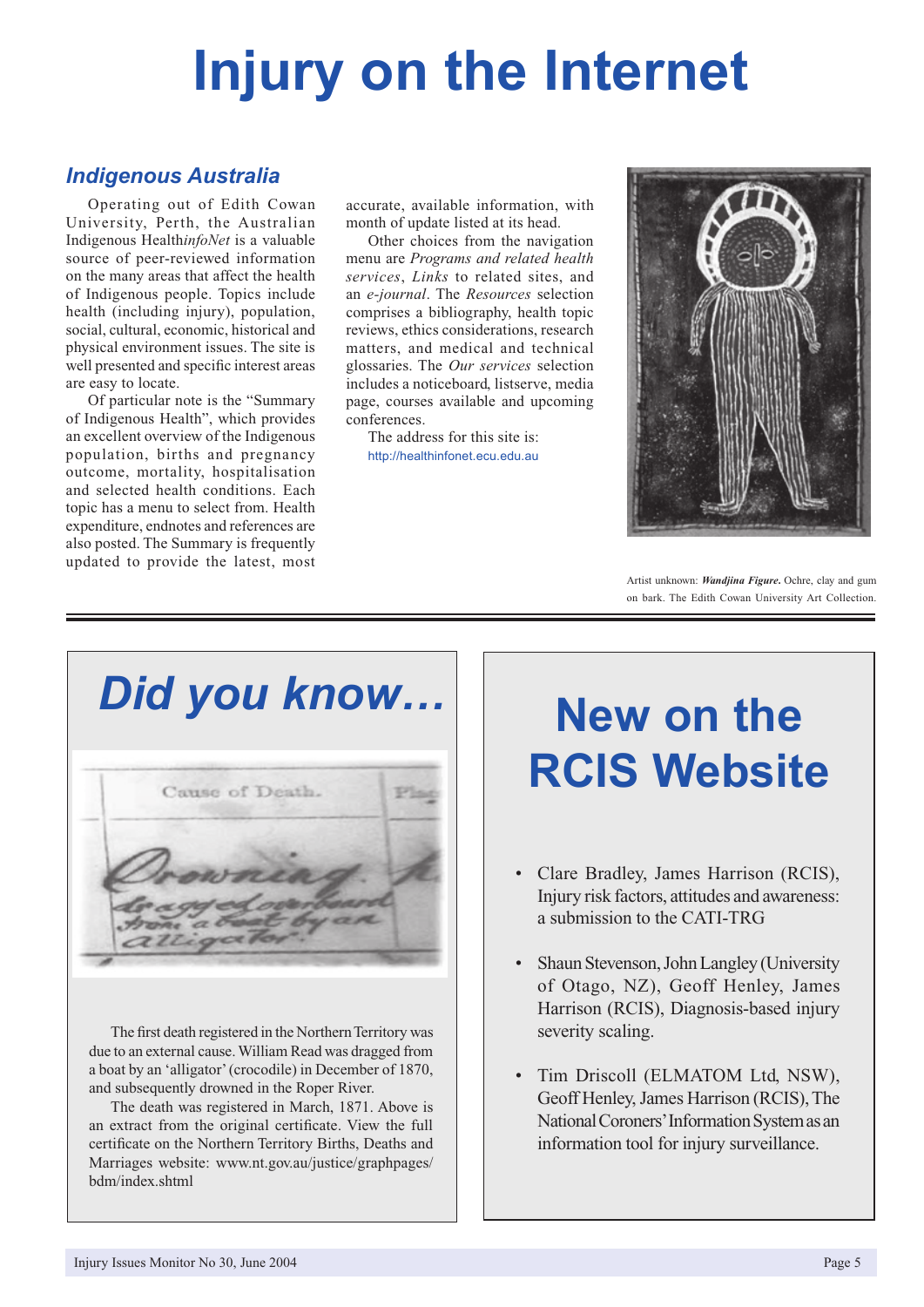# Injury on the Internet

## *Indigenous Australia*

Operating out of Edith Cowan University, Perth, the Australian Indigenous Health*infoNet* is a valuable source of peer-reviewed information on the many areas that affect the health of Indigenous people. Topics include health (including injury), population, social, cultural, economic, historical and physical environment issues. The site is well presented and specific interest areas are easy to locate.

Of particular note is the "Summary of Indigenous Health", which provides an excellent overview of the Indigenous population, births and pregnancy outcome, mortality, hospitalisation and selected health conditions. Each topic has a menu to select from. Health expenditure, endnotes and references are also posted. The Summary is frequently updated to provide the latest, most accurate, available information, with month of update listed at its head.

Other choices from the navigation menu are *Programs and related health services*, *Links* to related sites, and an *e-journal*. The *Resources* selection comprises a bibliography, health topic reviews, ethics considerations, research matters, and medical and technical glossaries. The *Our services* selection includes a noticeboard, listserve, media page, courses available and upcoming conferences.

The address for this site is:
http://healthinfonet.ecu.edu.au

Artist unknown: ***Wandjina Figure.*** Ochre, clay and gum on bark. The Edith Cowan University Art Collection.

---

## *Did you know…*

Cause of Death.

Drowning. dragged overboard from a boat by an alligator.

The first death registered in the Northern Territory was due to an external cause. William Read was dragged from a boat by an 'alligator' (crocodile) in December of 1870, and subsequently drowned in the Roper River.

The death was registered in March, 1871. Above is an extract from the original certificate. View the full certificate on the Northern Territory Births, Deaths and Marriages website: www.nt.gov.au/justice/graphpages/bdm/index.shtml

## New on the RCIS Website

- Clare Bradley, James Harrison (RCIS), Injury risk factors, attitudes and awareness: a submission to the CATI-TRG
- Shaun Stevenson, John Langley (University of Otago, NZ), Geoff Henley, James Harrison (RCIS), Diagnosis-based injury severity scaling.
- Tim Driscoll (ELMATOM Ltd, NSW), Geoff Henley, James Harrison (RCIS), The National Coroners' Information System as an information tool for injury surveillance.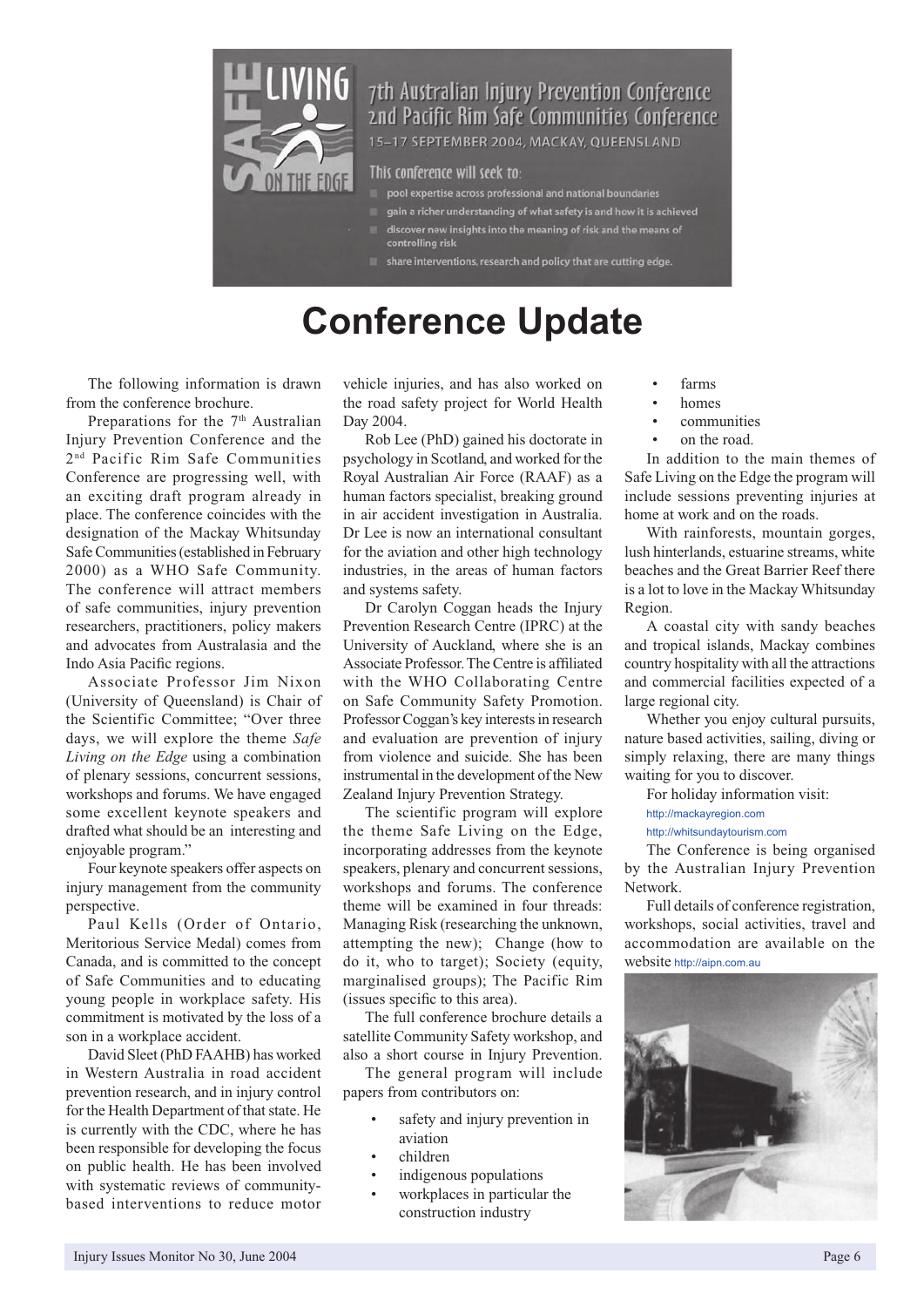SAFE LIVING ON THE EDGE

7th Australian Injury Prevention Conference
2nd Pacific Rim Safe Communities Conference
15–17 SEPTEMBER 2004, MACKAY, QUEENSLAND

This conference will seek to:

- pool expertise across professional and national boundaries
- gain a richer understanding of what safety is and how it is achieved
- discover new insights into the meaning of risk and the means of controlling risk
- share interventions, research and policy that are cutting edge.

# Conference Update

The following information is drawn from the conference brochure.

Preparations for the 7th Australian Injury Prevention Conference and the 2nd Pacific Rim Safe Communities Conference are progressing well, with an exciting draft program already in place. The conference coincides with the designation of the Mackay Whitsunday Safe Communities (established in February 2000) as a WHO Safe Community. The conference will attract members of safe communities, injury prevention researchers, practitioners, policy makers and advocates from Australasia and the Indo Asia Pacific regions.

Associate Professor Jim Nixon (University of Queensland) is Chair of the Scientific Committee; "Over three days, we will explore the theme *Safe Living on the Edge* using a combination of plenary sessions, concurrent sessions, workshops and forums. We have engaged some excellent keynote speakers and drafted what should be an interesting and enjoyable program."

Four keynote speakers offer aspects on injury management from the community perspective.

Paul Kells (Order of Ontario, Meritorious Service Medal) comes from Canada, and is committed to the concept of Safe Communities and to educating young people in workplace safety. His commitment is motivated by the loss of a son in a workplace accident.

David Sleet (PhD FAAHB) has worked in Western Australia in road accident prevention research, and in injury control for the Health Department of that state. He is currently with the CDC, where he has been responsible for developing the focus on public health. He has been involved with systematic reviews of community-based interventions to reduce motor vehicle injuries, and has also worked on the road safety project for World Health Day 2004.

Rob Lee (PhD) gained his doctorate in psychology in Scotland, and worked for the Royal Australian Air Force (RAAF) as a human factors specialist, breaking ground in air accident investigation in Australia. Dr Lee is now an international consultant for the aviation and other high technology industries, in the areas of human factors and systems safety.

Dr Carolyn Coggan heads the Injury Prevention Research Centre (IPRC) at the University of Auckland, where she is an Associate Professor. The Centre is affiliated with the WHO Collaborating Centre on Safe Community Safety Promotion. Professor Coggan's key interests in research and evaluation are prevention of injury from violence and suicide. She has been instrumental in the development of the New Zealand Injury Prevention Strategy.

The scientific program will explore the theme Safe Living on the Edge, incorporating addresses from the keynote speakers, plenary and concurrent sessions, workshops and forums. The conference theme will be examined in four threads: Managing Risk (researching the unknown, attempting the new); Change (how to do it, who to target); Society (equity, marginalised groups); The Pacific Rim (issues specific to this area).

The full conference brochure details a satellite Community Safety workshop, and also a short course in Injury Prevention.

The general program will include papers from contributors on:

- safety and injury prevention in aviation
- children
- indigenous populations
- workplaces in particular the construction industry
- farms
- homes
- communities
- on the road.

In addition to the main themes of Safe Living on the Edge the program will include sessions preventing injuries at home at work and on the roads.

With rainforests, mountain gorges, lush hinterlands, estuarine streams, white beaches and the Great Barrier Reef there is a lot to love in the Mackay Whitsunday Region.

A coastal city with sandy beaches and tropical islands, Mackay combines country hospitality with all the attractions and commercial facilities expected of a large regional city.

Whether you enjoy cultural pursuits, nature based activities, sailing, diving or simply relaxing, there are many things waiting for you to discover.

For holiday information visit:
http://mackayregion.com
http://whitsundaytourism.com

The Conference is being organised by the Australian Injury Prevention Network.

Full details of conference registration, workshops, social activities, travel and accommodation are available on the website http://aipn.com.au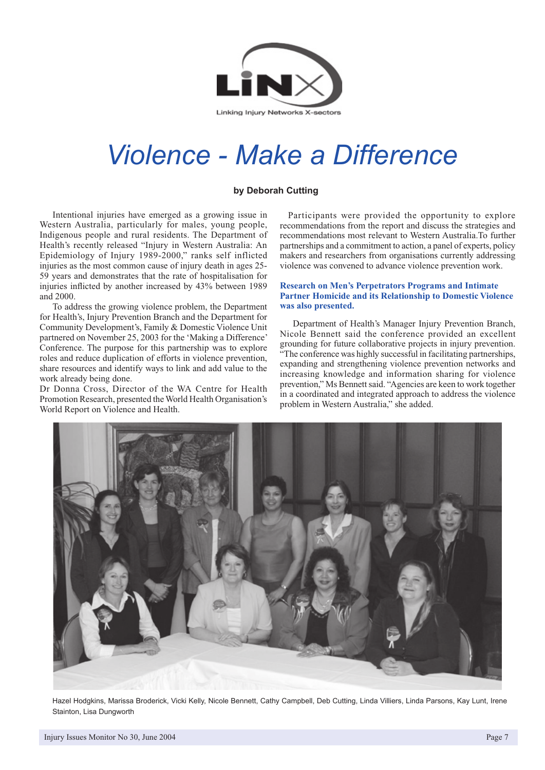LiNX

Linking Injury Networks X-sectors

# Violence - Make a Difference

**by Deborah Cutting**

Intentional injuries have emerged as a growing issue in Western Australia, particularly for males, young people, Indigenous people and rural residents. The Department of Health's recently released "Injury in Western Australia: An Epidemiology of Injury 1989-2000," ranks self inflicted injuries as the most common cause of injury death in ages 25-59 years and demonstrates that the rate of hospitalisation for injuries inflicted by another increased by 43% between 1989 and 2000.

To address the growing violence problem, the Department for Health's, Injury Prevention Branch and the Department for Community Development's, Family & Domestic Violence Unit partnered on November 25, 2003 for the 'Making a Difference' Conference. The purpose for this partnership was to explore roles and reduce duplication of efforts in violence prevention, share resources and identify ways to link and add value to the work already being done.

Dr Donna Cross, Director of the WA Centre for Health Promotion Research, presented the World Health Organisation's World Report on Violence and Health.

Participants were provided the opportunity to explore recommendations from the report and discuss the strategies and recommendations most relevant to Western Australia.To further partnerships and a commitment to action, a panel of experts, policy makers and researchers from organisations currently addressing violence was convened to advance violence prevention work.

**Research on Men's Perpetrators Programs and Intimate Partner Homicide and its Relationship to Domestic Violence was also presented.**

Department of Health's Manager Injury Prevention Branch, Nicole Bennett said the conference provided an excellent grounding for future collaborative projects in injury prevention. "The conference was highly successful in facilitating partnerships, expanding and strengthening violence prevention networks and increasing knowledge and information sharing for violence prevention," Ms Bennett said. "Agencies are keen to work together in a coordinated and integrated approach to address the violence problem in Western Australia," she added.

Hazel Hodgkins, Marissa Broderick, Vicki Kelly, Nicole Bennett, Cathy Campbell, Deb Cutting, Linda Villiers, Linda Parsons, Kay Lunt, Irene Stainton, Lisa Dungworth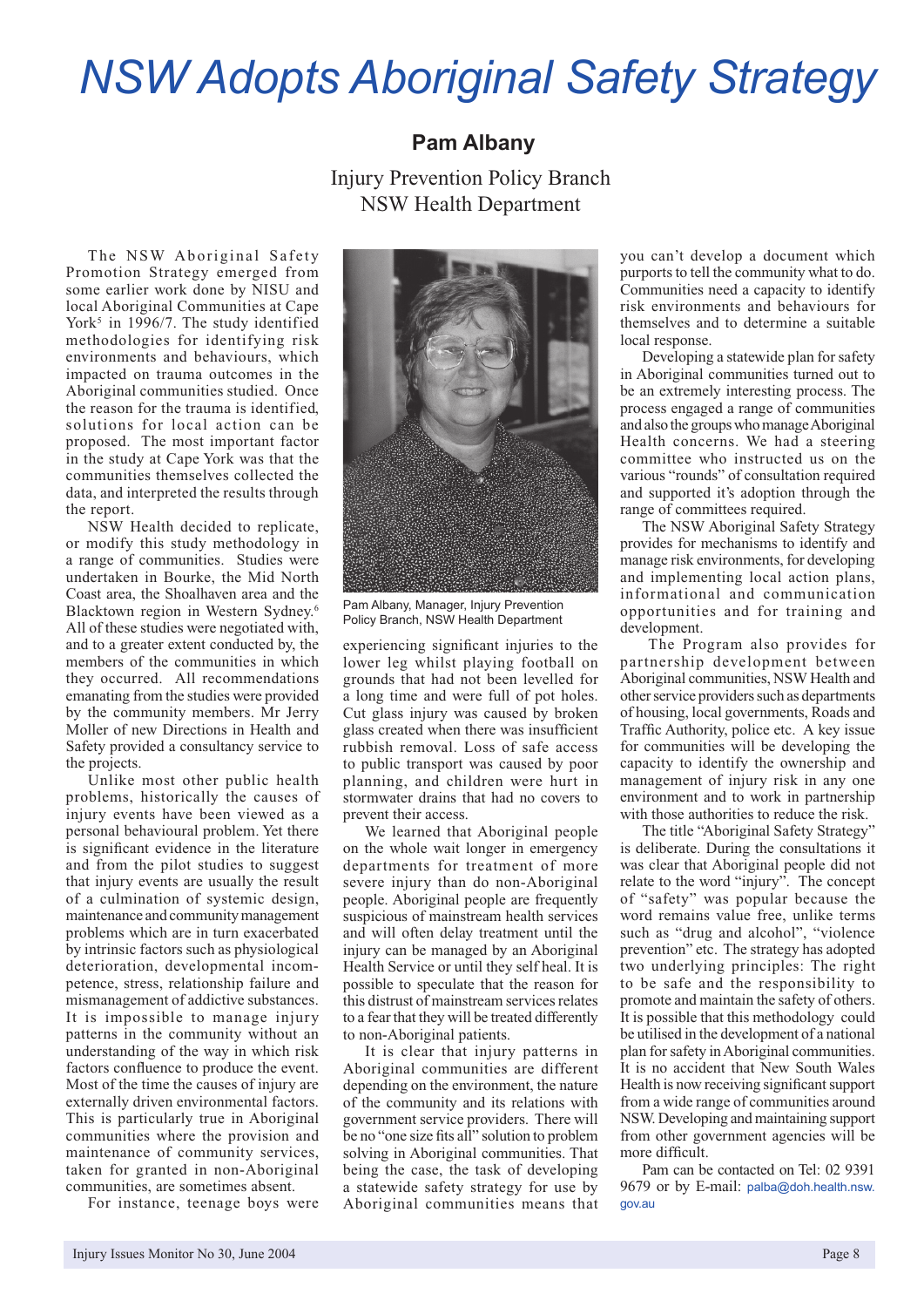# NSW Adopts Aboriginal Safety Strategy

**Pam Albany**

Injury Prevention Policy Branch
NSW Health Department

The NSW Aboriginal Safety Promotion Strategy emerged from some earlier work done by NISU and local Aboriginal Communities at Cape York[5] in 1996/7. The study identified methodologies for identifying risk environments and behaviours, which impacted on trauma outcomes in the Aboriginal communities studied. Once the reason for the trauma is identified, solutions for local action can be proposed. The most important factor in the study at Cape York was that the communities themselves collected the data, and interpreted the results through the report.

NSW Health decided to replicate, or modify this study methodology in a range of communities. Studies were undertaken in Bourke, the Mid North Coast area, the Shoalhaven area and the Blacktown region in Western Sydney.[6] All of these studies were negotiated with, and to a greater extent conducted by, the members of the communities in which they occurred. All recommendations emanating from the studies were provided by the community members. Mr Jerry Moller of new Directions in Health and Safety provided a consultancy service to the projects.

Unlike most other public health problems, historically the causes of injury events have been viewed as a personal behavioural problem. Yet there is significant evidence in the literature and from the pilot studies to suggest that injury events are usually the result of a culmination of systemic design, maintenance and community management problems which are in turn exacerbated by intrinsic factors such as physiological deterioration, developmental incompetence, stress, relationship failure and mismanagement of addictive substances. It is impossible to manage injury patterns in the community without an understanding of the way in which risk factors confluence to produce the event. Most of the time the causes of injury are externally driven environmental factors. This is particularly true in Aboriginal communities where the provision and maintenance of community services, taken for granted in non-Aboriginal communities, are sometimes absent.

For instance, teenage boys were experiencing significant injuries to the lower leg whilst playing football on grounds that had not been levelled for a long time and were full of pot holes. Cut glass injury was caused by broken glass created when there was insufficient rubbish removal. Loss of safe access to public transport was caused by poor planning, and children were hurt in stormwater drains that had no covers to prevent their access.

Pam Albany, Manager, Injury Prevention Policy Branch, NSW Health Department

We learned that Aboriginal people on the whole wait longer in emergency departments for treatment of more severe injury than do non-Aboriginal people. Aboriginal people are frequently suspicious of mainstream health services and will often delay treatment until the injury can be managed by an Aboriginal Health Service or until they self heal. It is possible to speculate that the reason for this distrust of mainstream services relates to a fear that they will be treated differently to non-Aboriginal patients.

It is clear that injury patterns in Aboriginal communities are different depending on the environment, the nature of the community and its relations with government service providers. There will be no "one size fits all" solution to problem solving in Aboriginal communities. That being the case, the task of developing a statewide safety strategy for use by Aboriginal communities means that you can't develop a document which purports to tell the community what to do. Communities need a capacity to identify risk environments and behaviours for themselves and to determine a suitable local response.

Developing a statewide plan for safety in Aboriginal communities turned out to be an extremely interesting process. The process engaged a range of communities and also the groups who manage Aboriginal Health concerns. We had a steering committee who instructed us on the various "rounds" of consultation required and supported it's adoption through the range of committees required.

The NSW Aboriginal Safety Strategy provides for mechanisms to identify and manage risk environments, for developing and implementing local action plans, informational and communication opportunities and for training and development.

The Program also provides for partnership development between Aboriginal communities, NSW Health and other service providers such as departments of housing, local governments, Roads and Traffic Authority, police etc. A key issue for communities will be developing the capacity to identify the ownership and management of injury risk in any one environment and to work in partnership with those authorities to reduce the risk.

The title "Aboriginal Safety Strategy" is deliberate. During the consultations it was clear that Aboriginal people did not relate to the word "injury". The concept of "safety" was popular because the word remains value free, unlike terms such as "drug and alcohol", "violence prevention" etc. The strategy has adopted two underlying principles: The right to be safe and the responsibility to promote and maintain the safety of others. It is possible that this methodology could be utilised in the development of a national plan for safety in Aboriginal communities. It is no accident that New South Wales Health is now receiving significant support from a wide range of communities around NSW. Developing and maintaining support from other government agencies will be more difficult.

Pam can be contacted on Tel: 02 9391 9679 or by E-mail: palba@doh.health.nsw.gov.au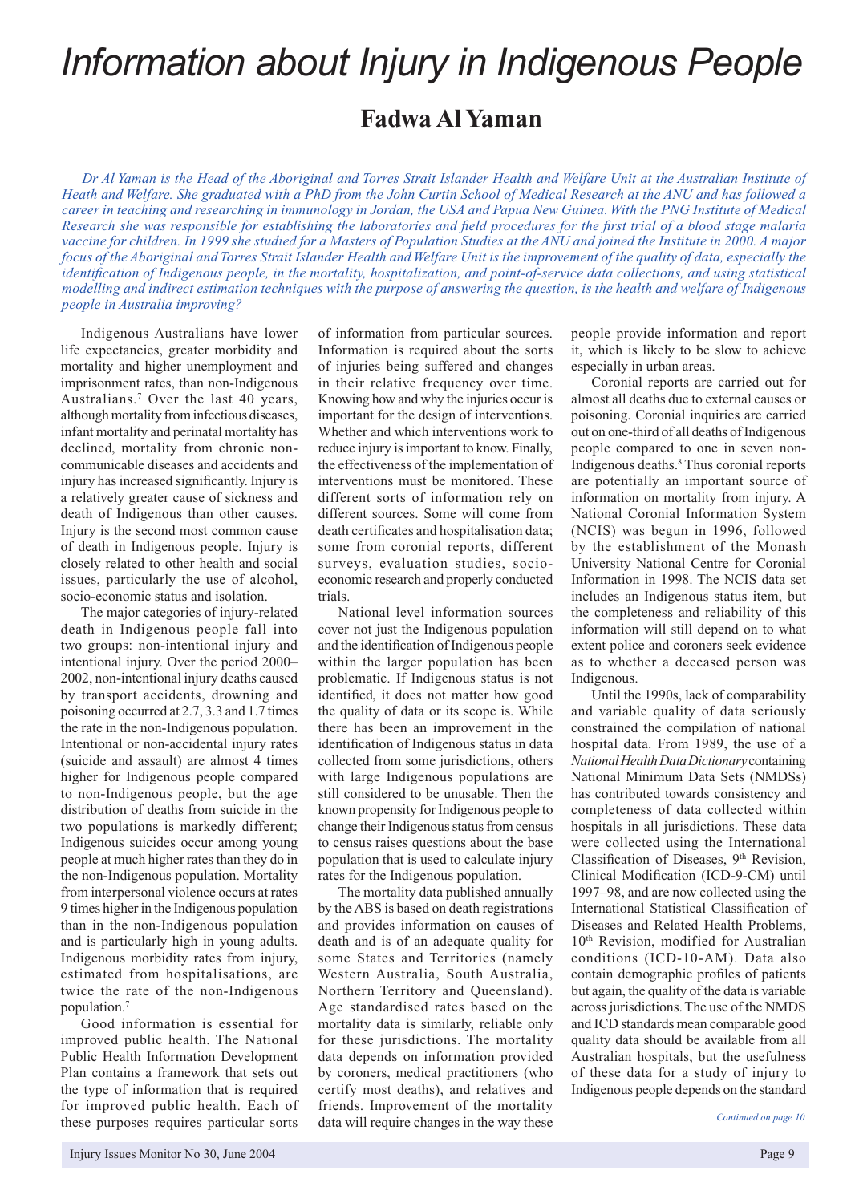# Information about Injury in Indigenous People

## Fadwa Al Yaman

*Dr Al Yaman is the Head of the Aboriginal and Torres Strait Islander Health and Welfare Unit at the Australian Institute of Heath and Welfare. She graduated with a PhD from the John Curtin School of Medical Research at the ANU and has followed a career in teaching and researching in immunology in Jordan, the USA and Papua New Guinea. With the PNG Institute of Medical Research she was responsible for establishing the laboratories and field procedures for the first trial of a blood stage malaria vaccine for children. In 1999 she studied for a Masters of Population Studies at the ANU and joined the Institute in 2000. A major focus of the Aboriginal and Torres Strait Islander Health and Welfare Unit is the improvement of the quality of data, especially the identification of Indigenous people, in the mortality, hospitalization, and point-of-service data collections, and using statistical modelling and indirect estimation techniques with the purpose of answering the question, is the health and welfare of Indigenous people in Australia improving?*

Indigenous Australians have lower life expectancies, greater morbidity and mortality and higher unemployment and imprisonment rates, than non-Indigenous Australians.[7] Over the last 40 years, although mortality from infectious diseases, infant mortality and perinatal mortality has declined, mortality from chronic non-communicable diseases and accidents and injury has increased significantly. Injury is a relatively greater cause of sickness and death of Indigenous than other causes. Injury is the second most common cause of death in Indigenous people. Injury is closely related to other health and social issues, particularly the use of alcohol, socio-economic status and isolation.

The major categories of injury-related death in Indigenous people fall into two groups: non-intentional injury and intentional injury. Over the period 2000–2002, non-intentional injury deaths caused by transport accidents, drowning and poisoning occurred at 2.7, 3.3 and 1.7 times the rate in the non-Indigenous population. Intentional or non-accidental injury rates (suicide and assault) are almost 4 times higher for Indigenous people compared to non-Indigenous people, but the age distribution of deaths from suicide in the two populations is markedly different; Indigenous suicides occur among young people at much higher rates than they do in the non-Indigenous population. Mortality from interpersonal violence occurs at rates 9 times higher in the Indigenous population than in the non-Indigenous population and is particularly high in young adults. Indigenous morbidity rates from injury, estimated from hospitalisations, are twice the rate of the non-Indigenous population.[7]

Good information is essential for improved public health. The National Public Health Information Development Plan contains a framework that sets out the type of information that is required for improved public health. Each of these purposes requires particular sorts of information from particular sources. Information is required about the sorts of injuries being suffered and changes in their relative frequency over time. Knowing how and why the injuries occur is important for the design of interventions. Whether and which interventions work to reduce injury is important to know. Finally, the effectiveness of the implementation of interventions must be monitored. These different sorts of information rely on different sources. Some will come from death certificates and hospitalisation data; some from coronial reports, different surveys, evaluation studies, socio-economic research and properly conducted trials.

National level information sources cover not just the Indigenous population and the identification of Indigenous people within the larger population has been problematic. If Indigenous status is not identified, it does not matter how good the quality of data or its scope is. While there has been an improvement in the identification of Indigenous status in data collected from some jurisdictions, others with large Indigenous populations are still considered to be unusable. Then the known propensity for Indigenous people to change their Indigenous status from census to census raises questions about the base population that is used to calculate injury rates for the Indigenous population.

The mortality data published annually by the ABS is based on death registrations and provides information on causes of death and is of an adequate quality for some States and Territories (namely Western Australia, South Australia, Northern Territory and Queensland). Age standardised rates based on the mortality data is similarly, reliable only for these jurisdictions. The mortality data depends on information provided by coroners, medical practitioners (who certify most deaths), and relatives and friends. Improvement of the mortality data will require changes in the way these people provide information and report it, which is likely to be slow to achieve especially in urban areas.

Coronial reports are carried out for almost all deaths due to external causes or poisoning. Coronial inquiries are carried out on one-third of all deaths of Indigenous people compared to one in seven non-Indigenous deaths.[8] Thus coronial reports are potentially an important source of information on mortality from injury. A National Coronial Information System (NCIS) was begun in 1996, followed by the establishment of the Monash University National Centre for Coronial Information in 1998. The NCIS data set includes an Indigenous status item, but the completeness and reliability of this information will still depend on to what extent police and coroners seek evidence as to whether a deceased person was Indigenous.

Until the 1990s, lack of comparability and variable quality of data seriously constrained the compilation of national hospital data. From 1989, the use of a *National Health Data Dictionary* containing National Minimum Data Sets (NMDSs) has contributed towards consistency and completeness of data collected within hospitals in all jurisdictions. These data were collected using the International Classification of Diseases, 9th Revision, Clinical Modification (ICD-9-CM) until 1997–98, and are now collected using the International Statistical Classification of Diseases and Related Health Problems, 10th Revision, modified for Australian conditions (ICD-10-AM). Data also contain demographic profiles of patients but again, the quality of the data is variable across jurisdictions. The use of the NMDS and ICD standards mean comparable good quality data should be available from all Australian hospitals, but the usefulness of these data for a study of injury to Indigenous people depends on the standard

*Continued on page 10*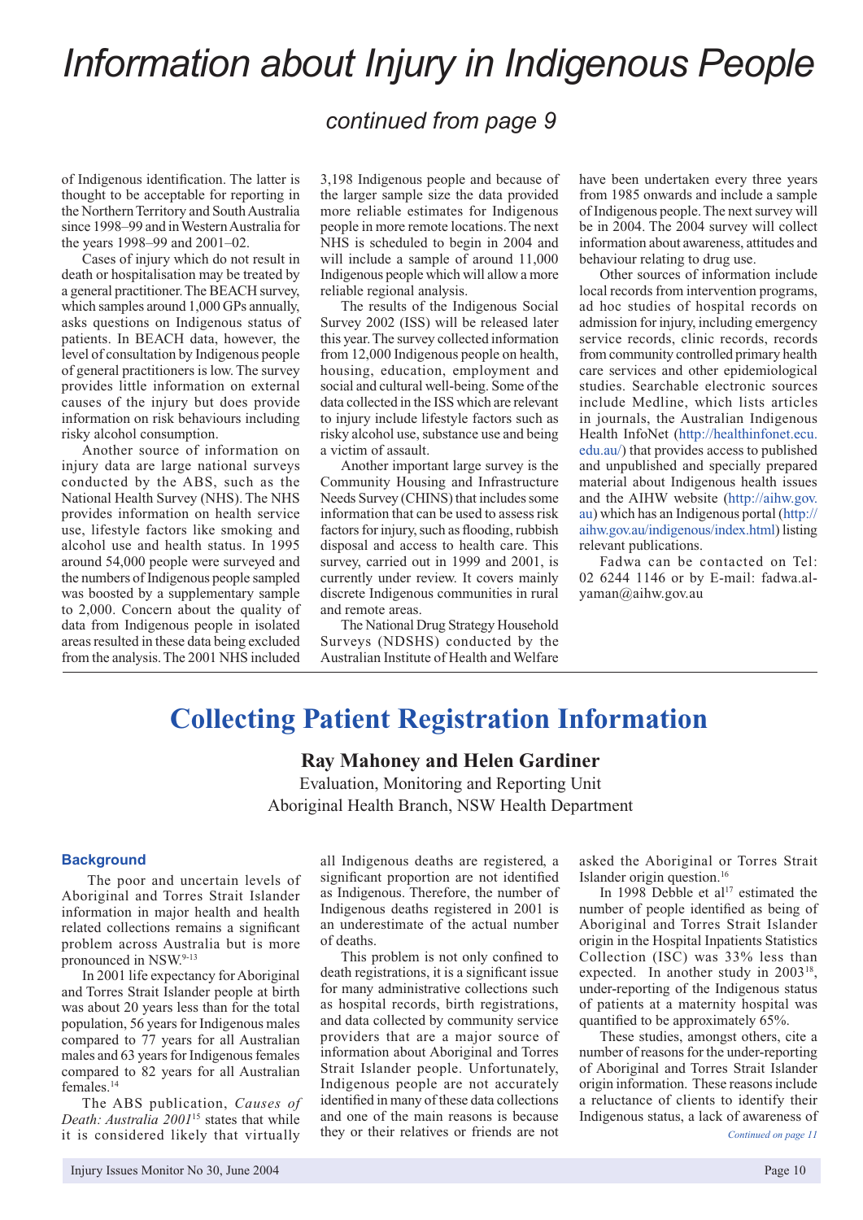# Information about Injury in Indigenous People

*continued from page 9*

of Indigenous identification. The latter is thought to be acceptable for reporting in the Northern Territory and South Australia since 1998–99 and in Western Australia for the years 1998–99 and 2001–02.

Cases of injury which do not result in death or hospitalisation may be treated by a general practitioner. The BEACH survey, which samples around 1,000 GPs annually, asks questions on Indigenous status of patients. In BEACH data, however, the level of consultation by Indigenous people of general practitioners is low. The survey provides little information on external causes of the injury but does provide information on risk behaviours including risky alcohol consumption.

Another source of information on injury data are large national surveys conducted by the ABS, such as the National Health Survey (NHS). The NHS provides information on health service use, lifestyle factors like smoking and alcohol use and health status. In 1995 around 54,000 people were surveyed and the numbers of Indigenous people sampled was boosted by a supplementary sample to 2,000. Concern about the quality of data from Indigenous people in isolated areas resulted in these data being excluded from the analysis. The 2001 NHS included 3,198 Indigenous people and because of the larger sample size the data provided more reliable estimates for Indigenous people in more remote locations. The next NHS is scheduled to begin in 2004 and will include a sample of around 11,000 Indigenous people which will allow a more reliable regional analysis.

The results of the Indigenous Social Survey 2002 (ISS) will be released later this year. The survey collected information from 12,000 Indigenous people on health, housing, education, employment and social and cultural well-being. Some of the data collected in the ISS which are relevant to injury include lifestyle factors such as risky alcohol use, substance use and being a victim of assault.

Another important large survey is the Community Housing and Infrastructure Needs Survey (CHINS) that includes some information that can be used to assess risk factors for injury, such as flooding, rubbish disposal and access to health care. This survey, carried out in 1999 and 2001, is currently under review. It covers mainly discrete Indigenous communities in rural and remote areas.

The National Drug Strategy Household Surveys (NDSHS) conducted by the Australian Institute of Health and Welfare have been undertaken every three years from 1985 onwards and include a sample of Indigenous people. The next survey will be in 2004. The 2004 survey will collect information about awareness, attitudes and behaviour relating to drug use.

Other sources of information include local records from intervention programs, ad hoc studies of hospital records on admission for injury, including emergency service records, clinic records, records from community controlled primary health care services and other epidemiological studies. Searchable electronic sources include Medline, which lists articles in journals, the Australian Indigenous Health InfoNet (http://healthinfonet.ecu.edu.au/) that provides access to published and unpublished and specially prepared material about Indigenous health issues and the AIHW website (http://aihw.gov.au) which has an Indigenous portal (http://aihw.gov.au/indigenous/index.html) listing relevant publications.

Fadwa can be contacted on Tel: 02 6244 1146 or by E-mail: fadwa.al-yaman@aihw.gov.au

# Collecting Patient Registration Information

**Ray Mahoney and Helen Gardiner**

Evaluation, Monitoring and Reporting Unit
Aboriginal Health Branch, NSW Health Department

### Background

The poor and uncertain levels of Aboriginal and Torres Strait Islander information in major health and health related collections remains a significant problem across Australia but is more pronounced in NSW.[9-13]

In 2001 life expectancy for Aboriginal and Torres Strait Islander people at birth was about 20 years less than for the total population, 56 years for Indigenous males compared to 77 years for all Australian males and 63 years for Indigenous females compared to 82 years for all Australian females.[14]

The ABS publication, *Causes of Death: Australia 2001*[15] states that while it is considered likely that virtually all Indigenous deaths are registered, a significant proportion are not identified as Indigenous. Therefore, the number of Indigenous deaths registered in 2001 is an underestimate of the actual number of deaths.

This problem is not only confined to death registrations, it is a significant issue for many administrative collections such as hospital records, birth registrations, and data collected by community service providers that are a major source of information about Aboriginal and Torres Strait Islander people. Unfortunately, Indigenous people are not accurately identified in many of these data collections and one of the main reasons is because they or their relatives or friends are not asked the Aboriginal or Torres Strait Islander origin question.[16]

In 1998 Debble et al[17] estimated the number of people identified as being of Aboriginal and Torres Strait Islander origin in the Hospital Inpatients Statistics Collection (ISC) was 33% less than expected. In another study in 2003[18], under-reporting of the Indigenous status of patients at a maternity hospital was quantified to be approximately 65%.

These studies, amongst others, cite a number of reasons for the under-reporting of Aboriginal and Torres Strait Islander origin information. These reasons include a reluctance of clients to identify their Indigenous status, a lack of awareness of

*Continued on page 11*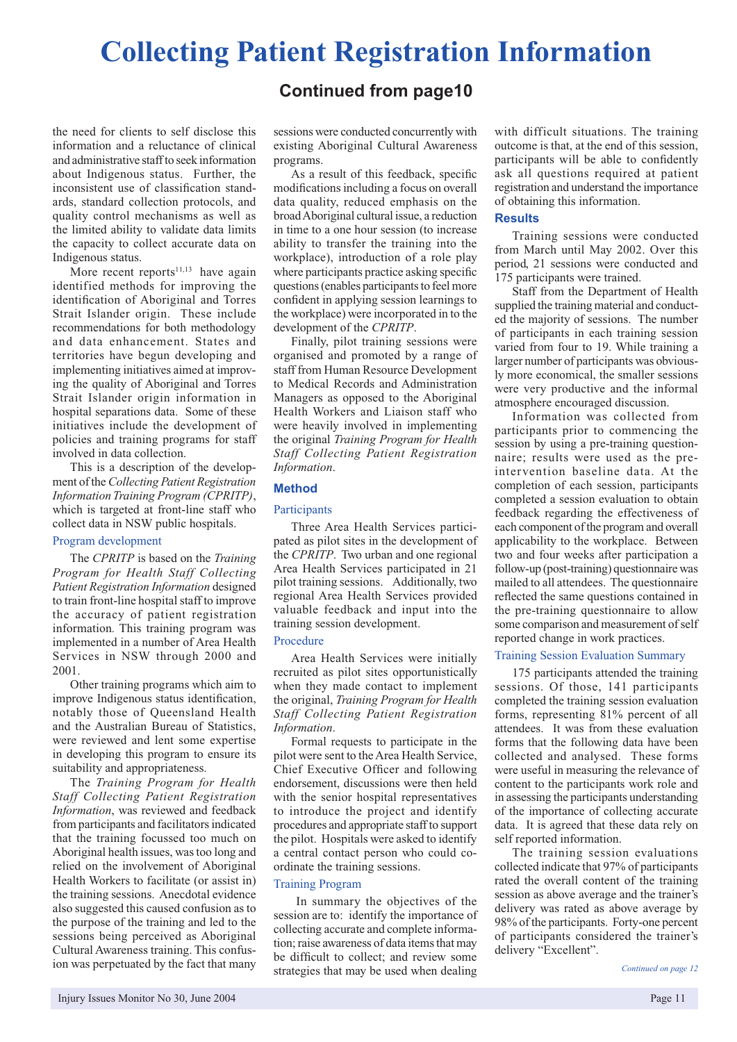# Collecting Patient Registration Information

## Continued from page10

the need for clients to self disclose this information and a reluctance of clinical and administrative staff to seek information about Indigenous status. Further, the inconsistent use of classification standards, standard collection protocols, and quality control mechanisms as well as the limited ability to validate data limits the capacity to collect accurate data on Indigenous status.

More recent reports[11,13] have again identified methods for improving the identification of Aboriginal and Torres Strait Islander origin. These include recommendations for both methodology and data enhancement. States and territories have begun developing and implementing initiatives aimed at improving the quality of Aboriginal and Torres Strait Islander origin information in hospital separations data. Some of these initiatives include the development of policies and training programs for staff involved in data collection.

This is a description of the development of the *Collecting Patient Registration Information Training Program (CPRITP)*, which is targeted at front-line staff who collect data in NSW public hospitals.

### Program development

The *CPRITP* is based on the *Training Program for Health Staff Collecting Patient Registration Information* designed to train front-line hospital staff to improve the accuracy of patient registration information. This training program was implemented in a number of Area Health Services in NSW through 2000 and 2001.

Other training programs which aim to improve Indigenous status identification, notably those of Queensland Health and the Australian Bureau of Statistics, were reviewed and lent some expertise in developing this program to ensure its suitability and appropriateness.

The *Training Program for Health Staff Collecting Patient Registration Information*, was reviewed and feedback from participants and facilitators indicated that the training focussed too much on Aboriginal health issues, was too long and relied on the involvement of Aboriginal Health Workers to facilitate (or assist in) the training sessions. Anecdotal evidence also suggested this caused confusion as to the purpose of the training and led to the sessions being perceived as Aboriginal Cultural Awareness training. This confusion was perpetuated by the fact that many sessions were conducted concurrently with existing Aboriginal Cultural Awareness programs.

As a result of this feedback, specific modifications including a focus on overall data quality, reduced emphasis on the broad Aboriginal cultural issue, a reduction in time to a one hour session (to increase ability to transfer the training into the workplace), introduction of a role play where participants practice asking specific questions (enables participants to feel more confident in applying session learnings to the workplace) were incorporated in to the development of the *CPRITP*.

Finally, pilot training sessions were organised and promoted by a range of staff from Human Resource Development to Medical Records and Administration Managers as opposed to the Aboriginal Health Workers and Liaison staff who were heavily involved in implementing the original *Training Program for Health Staff Collecting Patient Registration Information*.

## Method

### Participants

Three Area Health Services participated as pilot sites in the development of the *CPRITP*. Two urban and one regional Area Health Services participated in 21 pilot training sessions. Additionally, two regional Area Health Services provided valuable feedback and input into the training session development.

### Procedure

Area Health Services were initially recruited as pilot sites opportunistically when they made contact to implement the original, *Training Program for Health Staff Collecting Patient Registration Information*.

Formal requests to participate in the pilot were sent to the Area Health Service, Chief Executive Officer and following endorsement, discussions were then held with the senior hospital representatives to introduce the project and identify procedures and appropriate staff to support the pilot. Hospitals were asked to identify a central contact person who could co-ordinate the training sessions.

### Training Program

In summary the objectives of the session are to: identify the importance of collecting accurate and complete information; raise awareness of data items that may be difficult to collect; and review some strategies that may be used when dealing with difficult situations. The training outcome is that, at the end of this session, participants will be able to confidently ask all questions required at patient registration and understand the importance of obtaining this information.

## Results

Training sessions were conducted from March until May 2002. Over this period, 21 sessions were conducted and 175 participants were trained.

Staff from the Department of Health supplied the training material and conducted the majority of sessions. The number of participants in each training session varied from four to 19. While training a larger number of participants was obviously more economical, the smaller sessions were very productive and the informal atmosphere encouraged discussion.

Information was collected from participants prior to commencing the session by using a pre-training questionnaire; results were used as the pre-intervention baseline data. At the completion of each session, participants completed a session evaluation to obtain feedback regarding the effectiveness of each component of the program and overall applicability to the workplace. Between two and four weeks after participation a follow-up (post-training) questionnaire was mailed to all attendees. The questionnaire reflected the same questions contained in the pre-training questionnaire to allow some comparison and measurement of self reported change in work practices.

### Training Session Evaluation Summary

175 participants attended the training sessions. Of those, 141 participants completed the training session evaluation forms, representing 81% percent of all attendees. It was from these evaluation forms that the following data have been collected and analysed. These forms were useful in measuring the relevance of content to the participants work role and in assessing the participants understanding of the importance of collecting accurate data. It is agreed that these data rely on self reported information.

The training session evaluations collected indicate that 97% of participants rated the overall content of the training session as above average and the trainer's delivery was rated as above average by 98% of the participants. Forty-one percent of participants considered the trainer's delivery "Excellent".

*Continued on page 12*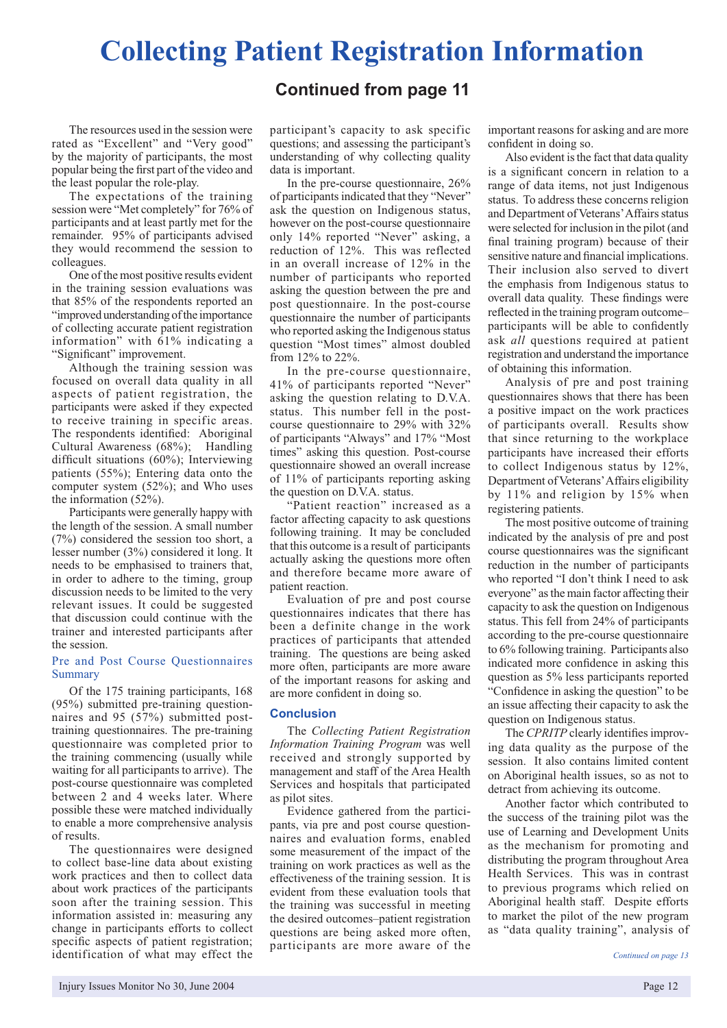# Collecting Patient Registration Information

## Continued from page 11

The resources used in the session were rated as "Excellent" and "Very good" by the majority of participants, the most popular being the first part of the video and the least popular the role-play.

The expectations of the training session were "Met completely" for 76% of participants and at least partly met for the remainder. 95% of participants advised they would recommend the session to colleagues.

One of the most positive results evident in the training session evaluations was that 85% of the respondents reported an "improved understanding of the importance of collecting accurate patient registration information" with 61% indicating a "Significant" improvement.

Although the training session was focused on overall data quality in all aspects of patient registration, the participants were asked if they expected to receive training in specific areas. The respondents identified: Aboriginal Cultural Awareness (68%); Handling difficult situations (60%); Interviewing patients (55%); Entering data onto the computer system (52%); and Who uses the information (52%).

Participants were generally happy with the length of the session. A small number (7%) considered the session too short, a lesser number (3%) considered it long. It needs to be emphasised to trainers that, in order to adhere to the timing, group discussion needs to be limited to the very relevant issues. It could be suggested that discussion could continue with the trainer and interested participants after the session.

### Pre and Post Course Questionnaires Summary

Of the 175 training participants, 168 (95%) submitted pre-training questionnaires and 95 (57%) submitted post-training questionnaires. The pre-training questionnaire was completed prior to the training commencing (usually while waiting for all participants to arrive). The post-course questionnaire was completed between 2 and 4 weeks later. Where possible these were matched individually to enable a more comprehensive analysis of results.

The questionnaires were designed to collect base-line data about existing work practices and then to collect data about work practices of the participants soon after the training session. This information assisted in: measuring any change in participants efforts to collect specific aspects of patient registration; identification of what may effect the participant's capacity to ask specific questions; and assessing the participant's understanding of why collecting quality data is important.

In the pre-course questionnaire, 26% of participants indicated that they "Never" ask the question on Indigenous status, however on the post-course questionnaire only 14% reported "Never" asking, a reduction of 12%. This was reflected in an overall increase of 12% in the number of participants who reported asking the question between the pre and post questionnaire. In the post-course questionnaire the number of participants who reported asking the Indigenous status question "Most times" almost doubled from 12% to 22%.

In the pre-course questionnaire, 41% of participants reported "Never" asking the question relating to D.V.A. status. This number fell in the post-course questionnaire to 29% with 32% of participants "Always" and 17% "Most times" asking this question. Post-course questionnaire showed an overall increase of 11% of participants reporting asking the question on D.V.A. status.

"Patient reaction" increased as a factor affecting capacity to ask questions following training. It may be concluded that this outcome is a result of participants actually asking the questions more often and therefore became more aware of patient reaction.

Evaluation of pre and post course questionnaires indicates that there has been a definite change in the work practices of participants that attended training. The questions are being asked more often, participants are more aware of the important reasons for asking and are more confident in doing so.

### Conclusion

The *Collecting Patient Registration Information Training Program* was well received and strongly supported by management and staff of the Area Health Services and hospitals that participated as pilot sites.

Evidence gathered from the participants, via pre and post course questionnaires and evaluation forms, enabled some measurement of the impact of the training on work practices as well as the effectiveness of the training session. It is evident from these evaluation tools that the training was successful in meeting the desired outcomes–patient registration questions are being asked more often, participants are more aware of the important reasons for asking and are more confident in doing so.

Also evident is the fact that data quality is a significant concern in relation to a range of data items, not just Indigenous status. To address these concerns religion and Department of Veterans' Affairs status were selected for inclusion in the pilot (and final training program) because of their sensitive nature and financial implications. Their inclusion also served to divert the emphasis from Indigenous status to overall data quality. These findings were reflected in the training program outcome–participants will be able to confidently ask *all* questions required at patient registration and understand the importance of obtaining this information.

Analysis of pre and post training questionnaires shows that there has been a positive impact on the work practices of participants overall. Results show that since returning to the workplace participants have increased their efforts to collect Indigenous status by 12%, Department of Veterans' Affairs eligibility by 11% and religion by 15% when registering patients.

The most positive outcome of training indicated by the analysis of pre and post course questionnaires was the significant reduction in the number of participants who reported "I don't think I need to ask everyone" as the main factor affecting their capacity to ask the question on Indigenous status. This fell from 24% of participants according to the pre-course questionnaire to 6% following training. Participants also indicated more confidence in asking this question as 5% less participants reported "Confidence in asking the question" to be an issue affecting their capacity to ask the question on Indigenous status.

The *CPRITP* clearly identifies improving data quality as the purpose of the session. It also contains limited content on Aboriginal health issues, so as not to detract from achieving its outcome.

Another factor which contributed to the success of the training pilot was the use of Learning and Development Units as the mechanism for promoting and distributing the program throughout Area Health Services. This was in contrast to previous programs which relied on Aboriginal health staff. Despite efforts to market the pilot of the new program as "data quality training", analysis of

*Continued on page 13*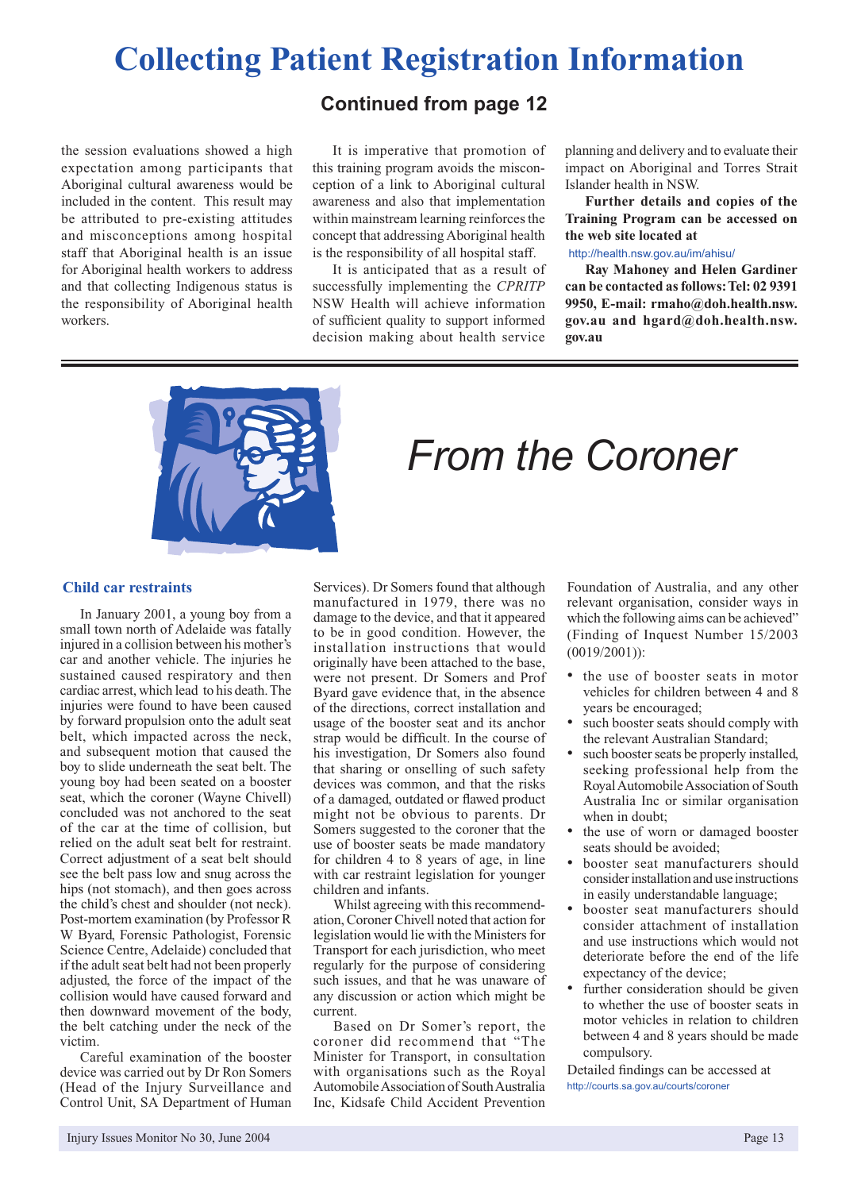# Collecting Patient Registration Information

## Continued from page 12

the session evaluations showed a high expectation among participants that Aboriginal cultural awareness would be included in the content. This result may be attributed to pre-existing attitudes and misconceptions among hospital staff that Aboriginal health is an issue for Aboriginal health workers to address and that collecting Indigenous status is the responsibility of Aboriginal health workers.

It is imperative that promotion of this training program avoids the misconception of a link to Aboriginal cultural awareness and also that implementation within mainstream learning reinforces the concept that addressing Aboriginal health is the responsibility of all hospital staff.

It is anticipated that as a result of successfully implementing the *CPRITP* NSW Health will achieve information of sufficient quality to support informed decision making about health service planning and delivery and to evaluate their impact on Aboriginal and Torres Strait Islander health in NSW.

**Further details and copies of the Training Program can be accessed on the web site located at**

http://health.nsw.gov.au/im/ahisu/

**Ray Mahoney and Helen Gardiner can be contacted as follows: Tel: 02 9391 9950, E-mail: rmaho@doh.health.nsw.gov.au and hgard@doh.health.nsw.gov.au**

---

# *From the Coroner*

### Child car restraints

In January 2001, a young boy from a small town north of Adelaide was fatally injured in a collision between his mother's car and another vehicle. The injuries he sustained caused respiratory and then cardiac arrest, which lead to his death. The injuries were found to have been caused by forward propulsion onto the adult seat belt, which impacted across the neck, and subsequent motion that caused the boy to slide underneath the seat belt. The young boy had been seated on a booster seat, which the coroner (Wayne Chivell) concluded was not anchored to the seat of the car at the time of collision, but relied on the adult seat belt for restraint. Correct adjustment of a seat belt should see the belt pass low and snug across the hips (not stomach), and then goes across the child's chest and shoulder (not neck). Post-mortem examination (by Professor R W Byard, Forensic Pathologist, Forensic Science Centre, Adelaide) concluded that if the adult seat belt had not been properly adjusted, the force of the impact of the collision would have caused forward and then downward movement of the body, the belt catching under the neck of the victim.

Careful examination of the booster device was carried out by Dr Ron Somers (Head of the Injury Surveillance and Control Unit, SA Department of Human Services). Dr Somers found that although manufactured in 1979, there was no damage to the device, and that it appeared to be in good condition. However, the installation instructions that would originally have been attached to the base, were not present. Dr Somers and Prof Byard gave evidence that, in the absence of the directions, correct installation and usage of the booster seat and its anchor strap would be difficult. In the course of his investigation, Dr Somers also found that sharing or onselling of such safety devices was common, and that the risks of a damaged, outdated or flawed product might not be obvious to parents. Dr Somers suggested to the coroner that the use of booster seats be made mandatory for children 4 to 8 years of age, in line with car restraint legislation for younger children and infants.

Whilst agreeing with this recommendation, Coroner Chivell noted that action for legislation would lie with the Ministers for Transport for each jurisdiction, who meet regularly for the purpose of considering such issues, and that he was unaware of any discussion or action which might be current.

Based on Dr Somer's report, the coroner did recommend that "The Minister for Transport, in consultation with organisations such as the Royal Automobile Association of South Australia Inc, Kidsafe Child Accident Prevention Foundation of Australia, and any other relevant organisation, consider ways in which the following aims can be achieved" (Finding of Inquest Number 15/2003 (0019/2001)):

- the use of booster seats in motor vehicles for children between 4 and 8 years be encouraged;
- such booster seats should comply with the relevant Australian Standard;
- such booster seats be properly installed, seeking professional help from the Royal Automobile Association of South Australia Inc or similar organisation when in doubt;
- the use of worn or damaged booster seats should be avoided;
- booster seat manufacturers should consider installation and use instructions in easily understandable language;
- booster seat manufacturers should consider attachment of installation and use instructions which would not deteriorate before the end of the life expectancy of the device;
- further consideration should be given to whether the use of booster seats in motor vehicles in relation to children between 4 and 8 years should be made compulsory.

Detailed findings can be accessed at http://courts.sa.gov.au/courts/coroner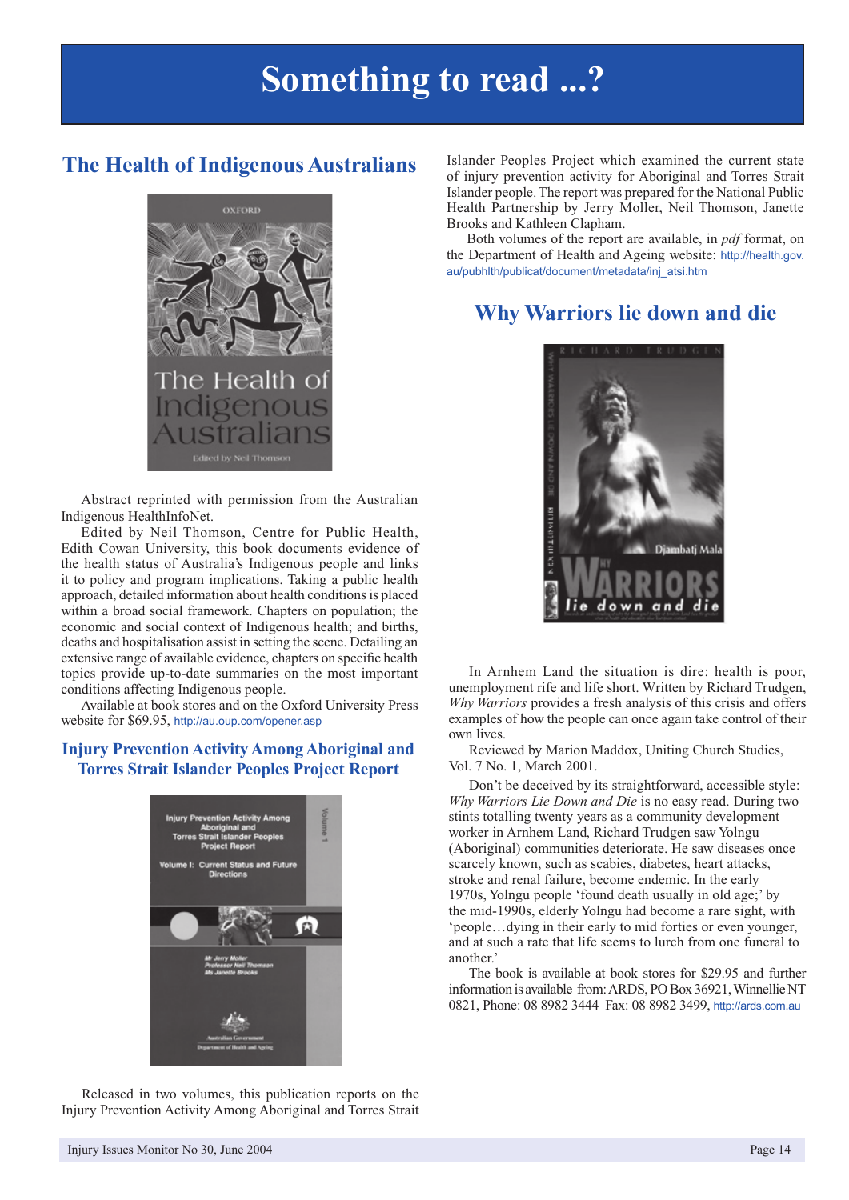# Something to read ...?

## The Health of Indigenous Australians

Abstract reprinted with permission from the Australian Indigenous HealthInfoNet.

Edited by Neil Thomson, Centre for Public Health, Edith Cowan University, this book documents evidence of the health status of Australia's Indigenous people and links it to policy and program implications. Taking a public health approach, detailed information about health conditions is placed within a broad social framework. Chapters on population; the economic and social context of Indigenous health; and births, deaths and hospitalisation assist in setting the scene. Detailing an extensive range of available evidence, chapters on specific health topics provide up-to-date summaries on the most important conditions affecting Indigenous people.

Available at book stores and on the Oxford University Press website for $69.95, http://au.oup.com/opener.asp

## Injury Prevention Activity Among Aboriginal and Torres Strait Islander Peoples Project Report

Released in two volumes, this publication reports on the Injury Prevention Activity Among Aboriginal and Torres Strait Islander Peoples Project which examined the current state of injury prevention activity for Aboriginal and Torres Strait Islander people. The report was prepared for the National Public Health Partnership by Jerry Moller, Neil Thomson, Janette Brooks and Kathleen Clapham.

Both volumes of the report are available, in *pdf* format, on the Department of Health and Ageing website: http://health.gov.au/pubhlth/publicat/document/metadata/inj_atsi.htm

## Why Warriors lie down and die

In Arnhem Land the situation is dire: health is poor, unemployment rife and life short. Written by Richard Trudgen, *Why Warriors* provides a fresh analysis of this crisis and offers examples of how the people can once again take control of their own lives.

Reviewed by Marion Maddox, Uniting Church Studies, Vol. 7 No. 1, March 2001.

Don't be deceived by its straightforward, accessible style: *Why Warriors Lie Down and Die* is no easy read. During two stints totalling twenty years as a community development worker in Arnhem Land, Richard Trudgen saw Yolngu (Aboriginal) communities deteriorate. He saw diseases once scarcely known, such as scabies, diabetes, heart attacks, stroke and renal failure, become endemic. In the early 1970s, Yolngu people 'found death usually in old age;' by the mid-1990s, elderly Yolngu had become a rare sight, with 'people…dying in their early to mid forties or even younger, and at such a rate that life seems to lurch from one funeral to another.'

The book is available at book stores for $29.95 and further information is available from: ARDS, PO Box 36921, Winnellie NT 0821, Phone: 08 8982 3444 Fax: 08 8982 3499, http://ards.com.au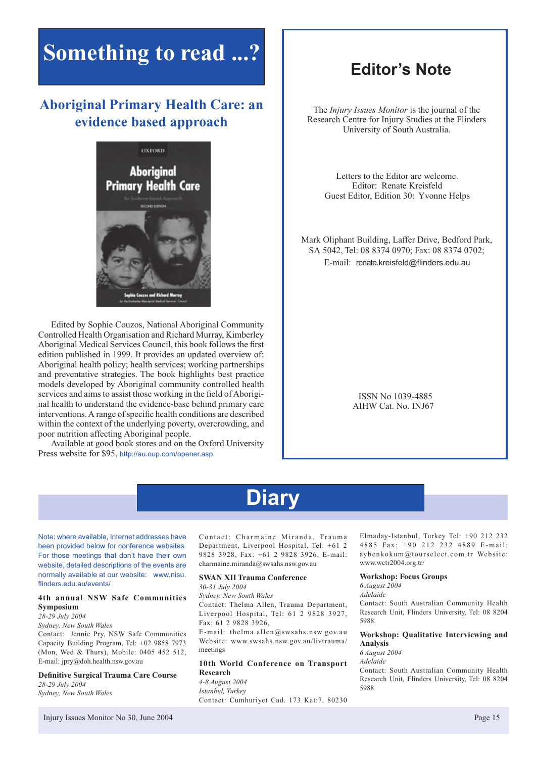# Something to read ...?

## Aboriginal Primary Health Care: an evidence based approach

Edited by Sophie Couzos, National Aboriginal Community Controlled Health Organisation and Richard Murray, Kimberley Aboriginal Medical Services Council, this book follows the first edition published in 1999. It provides an updated overview of: Aboriginal health policy; health services; working partnerships and preventative strategies. The book highlights best practice models developed by Aboriginal community controlled health services and aims to assist those working in the field of Aboriginal health to understand the evidence-base behind primary care interventions. A range of specific health conditions are described within the context of the underlying poverty, overcrowding, and poor nutrition affecting Aboriginal people.

Available at good book stores and on the Oxford University Press website for $95, http://au.oup.com/opener.asp

## Editor's Note

The *Injury Issues Monitor* is the journal of the Research Centre for Injury Studies at the Flinders University of South Australia.

Letters to the Editor are welcome.
Editor: Renate Kreisfeld
Guest Editor, Edition 30: Yvonne Helps

Mark Oliphant Building, Laffer Drive, Bedford Park, SA 5042, Tel: 08 8374 0970; Fax: 08 8374 0702;
E-mail: renate.kreisfeld@flinders.edu.au

ISSN No 1039-4885
AIHW Cat. No. INJ67

# Diary

Note: where available, Internet addresses have been provided below for conference websites. For those meetings that don't have their own website, detailed descriptions of the events are normally available at our website: www.nisu.flinders.edu.au/events/

**4th annual NSW Safe Communities Symposium**
*28-29 July 2004*
*Sydney, New South Wales*
Contact: Jennie Pry, NSW Safe Communities Capacity Building Program, Tel: +02 9858 7973 (Mon, Wed & Thurs), Mobile: 0405 452 512, E-mail: jpry@doh.health.nsw.gov.au

**Definitive Surgical Trauma Care Course**
*28-29 July 2004*
*Sydney, New South Wales*
Contact: Charmaine Miranda, Trauma Department, Liverpool Hospital, Tel: +61 2 9828 3928, Fax: +61 2 9828 3926, E-mail: charmaine.miranda@swsahs.nsw.gov.au

**SWAN XII Trauma Conference**
*30-31 July 2004*
*Sydney, New South Wales*
Contact: Thelma Allen, Trauma Department, Liverpool Hospital, Tel: 61 2 9828 3927, Fax: 61 2 9828 3926,
E-mail: thelma.allen@swsahs.nsw.gov.au
Website: www.swsahs.nsw.gov.au/livtrauma/meetings

**10th World Conference on Transport Research**
*4-8 August 2004*
*Istanbul, Turkey*
Contact: Cumhuriyet Cad. 173 Kat:7, 80230 Elmaday-Istanbul, Turkey Tel: +90 212 232 4885 Fax: +90 212 232 4889 E-mail: aybenkokum@tourselect.com.tr Website: www.wctr2004.org.tr/

**Workshop: Focus Groups**
*6 August 2004*
*Adelaide*
Contact: South Australian Community Health Research Unit, Flinders University, Tel: 08 8204 5988.

**Workshop: Qualitative Interviewing and Analysis**
*6 August 2004*
*Adelaide*
Contact: South Australian Community Health Research Unit, Flinders University, Tel: 08 8204 5988.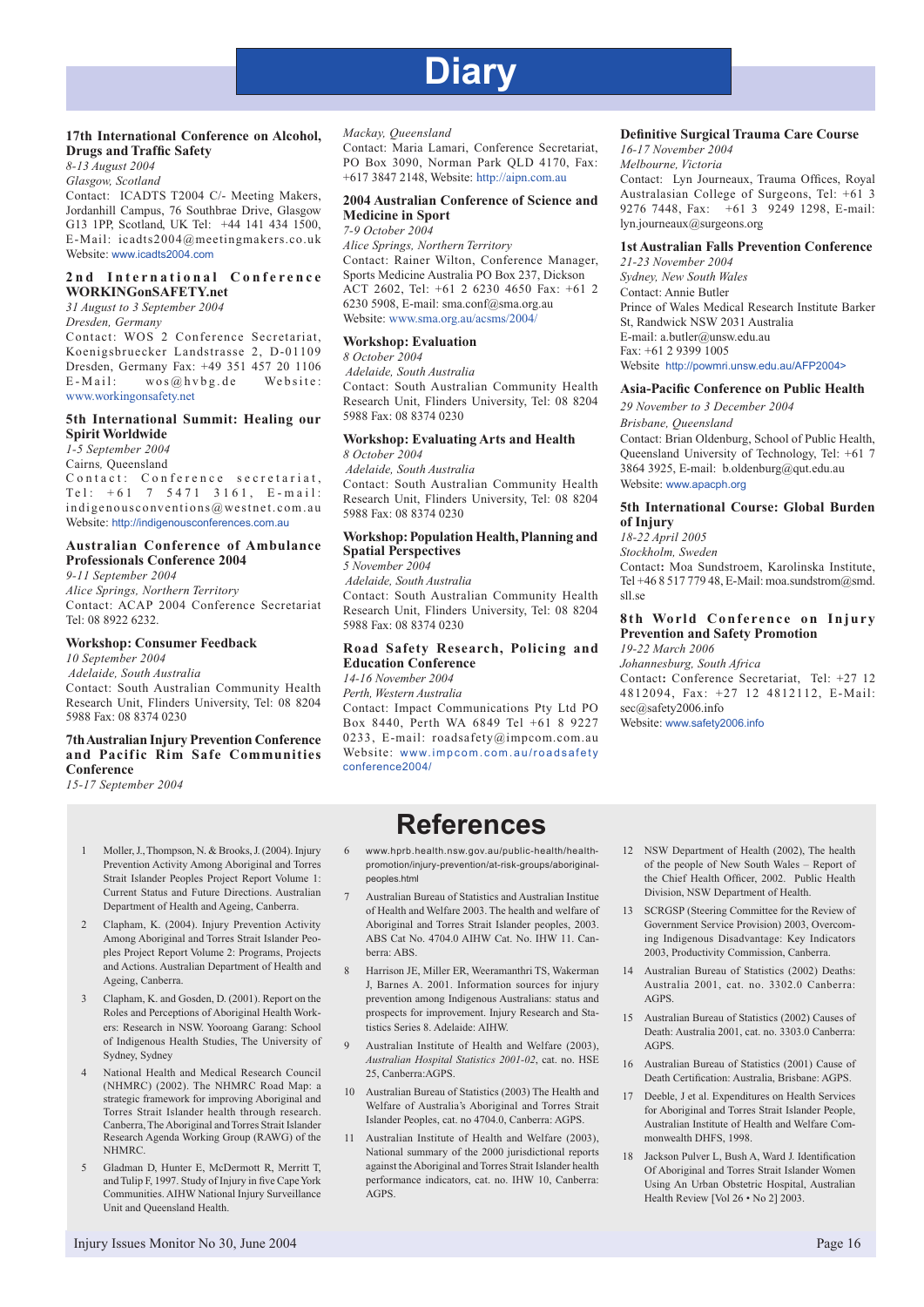# Diary

### 17th International Conference on Alcohol, Drugs and Traffic Safety

*8-13 August 2004*
*Glasgow, Scotland*
Contact: ICADTS T2004 C/- Meeting Makers, Jordanhill Campus, 76 Southbrae Drive, Glasgow G13 1PP, Scotland, UK Tel: +44 141 434 1500, E-Mail: icadts2004@meetingmakers.co.uk
Website: www.icadts2004.com

### 2nd International Conference WORKINGonSAFETY.net

*31 August to 3 September 2004*
*Dresden, Germany*
Contact: WOS 2 Conference Secretariat, Koenigsbruecker Landstrasse 2, D-01109 Dresden, Germany Fax: +49 351 457 20 1106 E-Mail: wos@hvbg.de Website: www.workingonsafety.net

### 5th International Summit: Healing our Spirit Worldwide

*1-5 September 2004*
Cairns, Queensland
Contact: Conference secretariat, Tel: +61 7 5471 3161, E-mail: indigenousconventions@westnet.com.au
Website: http://indigenousconferences.com.au

### Australian Conference of Ambulance Professionals Conference 2004

*9-11 September 2004*
*Alice Springs, Northern Territory*
Contact: ACAP 2004 Conference Secretariat Tel: 08 8922 6232.

### Workshop: Consumer Feedback

*10 September 2004*
*Adelaide, South Australia*
Contact: South Australian Community Health Research Unit, Flinders University, Tel: 08 8204 5988 Fax: 08 8374 0230

### 7th Australian Injury Prevention Conference and Pacific Rim Safe Communities Conference

*15-17 September 2004*
*Mackay, Queensland*
Contact: Maria Lamari, Conference Secretariat, PO Box 3090, Norman Park QLD 4170, Fax: +617 3847 2148, Website: http://aipn.com.au

### 2004 Australian Conference of Science and Medicine in Sport

*7-9 October 2004*
*Alice Springs, Northern Territory*
Contact: Rainer Wilton, Conference Manager, Sports Medicine Australia PO Box 237, Dickson ACT 2602, Tel: +61 2 6230 4650 Fax: +61 2 6230 5908, E-mail: sma.conf@sma.org.au
Website: www.sma.org.au/acsms/2004/

### Workshop: Evaluation

*8 October 2004*
*Adelaide, South Australia*
Contact: South Australian Community Health Research Unit, Flinders University, Tel: 08 8204 5988 Fax: 08 8374 0230

### Workshop: Evaluating Arts and Health

*8 October 2004*
*Adelaide, South Australia*
Contact: South Australian Community Health Research Unit, Flinders University, Tel: 08 8204 5988 Fax: 08 8374 0230

### Workshop: Population Health, Planning and Spatial Perspectives

*5 November 2004*
*Adelaide, South Australia*
Contact: South Australian Community Health Research Unit, Flinders University, Tel: 08 8204 5988 Fax: 08 8374 0230

### Road Safety Research, Policing and Education Conference

*14-16 November 2004*
*Perth, Western Australia*
Contact: Impact Communications Pty Ltd PO Box 8440, Perth WA 6849 Tel +61 8 9227 0233, E-mail: roadsafety@impcom.com.au Website: www.impcom.com.au/roadsafetyconference2004/

### Definitive Surgical Trauma Care Course

*16-17 November 2004*
*Melbourne, Victoria*
Contact: Lyn Journeaux, Trauma Offices, Royal Australasian College of Surgeons, Tel: +61 3 9276 7448, Fax: +61 3 9249 1298, E-mail: lyn.journeaux@surgeons.org

### 1st Australian Falls Prevention Conference

*21-23 November 2004*
*Sydney, New South Wales*
Contact: Annie Butler
Prince of Wales Medical Research Institute Barker St, Randwick NSW 2031 Australia
E-mail: a.butler@unsw.edu.au
Fax: +61 2 9399 1005
Website http://powmri.unsw.edu.au/AFP2004>

### Asia-Pacific Conference on Public Health

*29 November to 3 December 2004*
*Brisbane, Queensland*
Contact: Brian Oldenburg, School of Public Health, Queensland University of Technology, Tel: +61 7 3864 3925, E-mail: b.oldenburg@qut.edu.au
Website: www.apacph.org

### 5th International Course: Global Burden of Injury

*18-22 April 2005*
*Stockholm, Sweden*
Contact: Moa Sundstroem, Karolinska Institute, Tel +46 8 517 779 48, E-Mail: moa.sundstrom@smd.sll.se

### 8th World Conference on Injury Prevention and Safety Promotion

*19-22 March 2006*
*Johannesburg, South Africa*
Contact: Conference Secretariat, Tel: +27 12 4812094, Fax: +27 12 4812112, E-Mail: sec@safety2006.info
Website: www.safety2006.info

# References

1. Moller, J., Thompson, N. & Brooks, J. (2004). Injury Prevention Activity Among Aboriginal and Torres Strait Islander Peoples Project Report Volume 1: Current Status and Future Directions. Australian Department of Health and Ageing, Canberra.
2. Clapham, K. (2004). Injury Prevention Activity Among Aboriginal and Torres Strait Islander Peoples Project Report Volume 2: Programs, Projects and Actions. Australian Department of Health and Ageing, Canberra.
3. Clapham, K. and Gosden, D. (2001). Report on the Roles and Perceptions of Aboriginal Health Workers: Research in NSW. Yooroang Garang: School of Indigenous Health Studies, The University of Sydney, Sydney
4. National Health and Medical Research Council (NHMRC) (2002). The NHMRC Road Map: a strategic framework for improving Aboriginal and Torres Strait Islander health through research. Canberra, The Aboriginal and Torres Strait Islander Research Agenda Working Group (RAWG) of the NHMRC.
5. Gladman D, Hunter E, McDermott R, Merritt T, and Tulip F, 1997. Study of Injury in five Cape York Communities. AIHW National Injury Surveillance Unit and Queensland Health.
6. www.hprb.health.nsw.gov.au/public-health/health-promotion/injury-prevention/at-risk-groups/aboriginal-peoples.html
7. Australian Bureau of Statistics and Australian Institue of Health and Welfare 2003. The health and welfare of Aboriginal and Torres Strait Islander peoples, 2003. ABS Cat No. 4704.0 AIHW Cat. No. IHW 11. Canberra: ABS.
8. Harrison JE, Miller ER, Weeramanthri TS, Wakerman J, Barnes A. 2001. Information sources for injury prevention among Indigenous Australians: status and prospects for improvement. Injury Research and Statistics Series 8. Adelaide: AIHW.
9. Australian Institute of Health and Welfare (2003), *Australian Hospital Statistics 2001-02*, cat. no. HSE 25, Canberra:AGPS.
10. Australian Bureau of Statistics (2003) The Health and Welfare of Australia's Aboriginal and Torres Strait Islander Peoples, cat. no 4704.0, Canberra: AGPS.
11. Australian Institute of Health and Welfare (2003), National summary of the 2000 jurisdictional reports against the Aboriginal and Torres Strait Islander health performance indicators, cat. no. IHW 10, Canberra: AGPS.
12. NSW Department of Health (2002), The health of the people of New South Wales – Report of the Chief Health Officer, 2002. Public Health Division, NSW Department of Health.
13. SCRGSP (Steering Committee for the Review of Government Service Provision) 2003, Overcoming Indigenous Disadvantage: Key Indicators 2003, Productivity Commission, Canberra.
14. Australian Bureau of Statistics (2002) Deaths: Australia 2001, cat. no. 3302.0 Canberra: AGPS.
15. Australian Bureau of Statistics (2002) Causes of Death: Australia 2001, cat. no. 3303.0 Canberra: AGPS.
16. Australian Bureau of Statistics (2001) Cause of Death Certification: Australia, Brisbane: AGPS.
17. Deeble, J et al. Expenditures on Health Services for Aboriginal and Torres Strait Islander People, Australian Institute of Health and Welfare Commonwealth DHFS, 1998.
18. Jackson Pulver L, Bush A, Ward J. Identification Of Aboriginal and Torres Strait Islander Women Using An Urban Obstetric Hospital, Australian Health Review [Vol 26 • No 2] 2003.